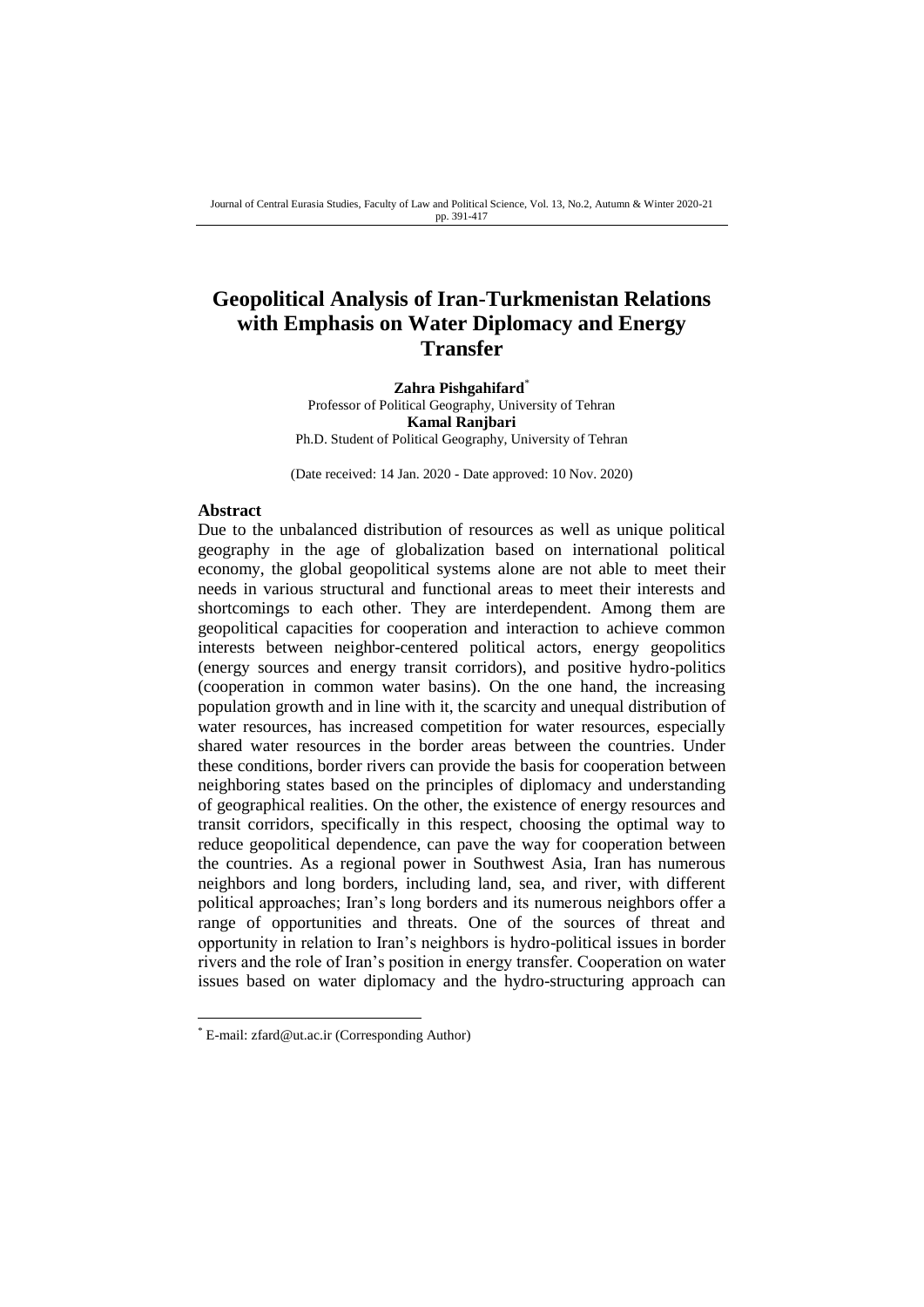# Geopolitical Analysis of Iran-Turkmenistan Relations with Emphasis on Water Diplomacy and Energy Transfer

**Zahra Pishgahifard**[*]
Professor of Political Geography, University of Tehran
**Kamal Ranjbari**
Ph.D. Student of Political Geography, University of Tehran

(Date received: 14 Jan. 2020 - Date approved: 10 Nov. 2020)

## Abstract

Due to the unbalanced distribution of resources as well as unique political geography in the age of globalization based on international political economy, the global geopolitical systems alone are not able to meet their needs in various structural and functional areas to meet their interests and shortcomings to each other. They are interdependent. Among them are geopolitical capacities for cooperation and interaction to achieve common interests between neighbor-centered political actors, energy geopolitics (energy sources and energy transit corridors), and positive hydro-politics (cooperation in common water basins). On the one hand, the increasing population growth and in line with it, the scarcity and unequal distribution of water resources, has increased competition for water resources, especially shared water resources in the border areas between the countries. Under these conditions, border rivers can provide the basis for cooperation between neighboring states based on the principles of diplomacy and understanding of geographical realities. On the other, the existence of energy resources and transit corridors, specifically in this respect, choosing the optimal way to reduce geopolitical dependence, can pave the way for cooperation between the countries. As a regional power in Southwest Asia, Iran has numerous neighbors and long borders, including land, sea, and river, with different political approaches; Iran's long borders and its numerous neighbors offer a range of opportunities and threats. One of the sources of threat and opportunity in relation to Iran's neighbors is hydro-political issues in border rivers and the role of Iran's position in energy transfer. Cooperation on water issues based on water diplomacy and the hydro-structuring approach can

---

[*] E-mail: zfard@ut.ac.ir (Corresponding Author)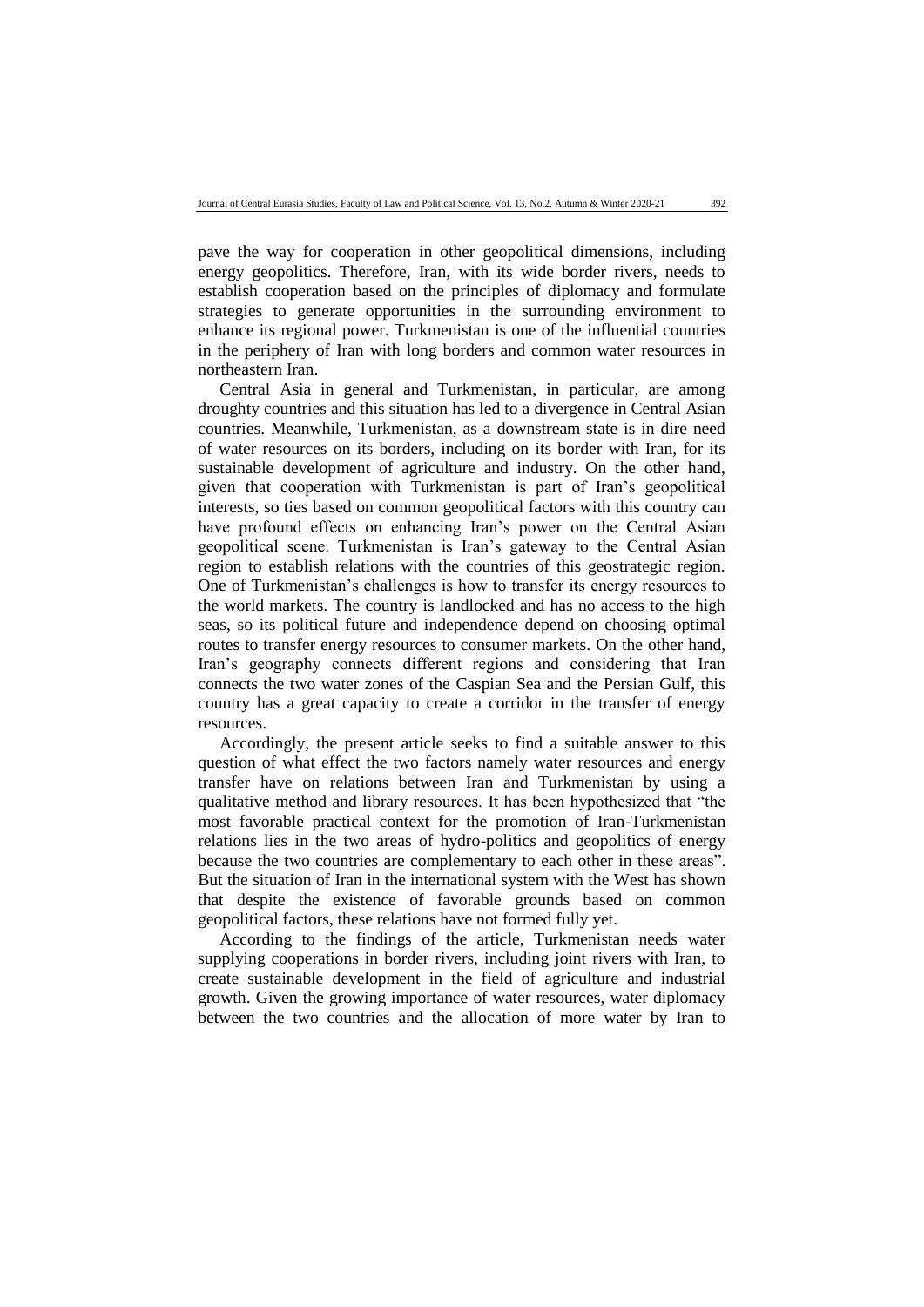pave the way for cooperation in other geopolitical dimensions, including energy geopolitics. Therefore, Iran, with its wide border rivers, needs to establish cooperation based on the principles of diplomacy and formulate strategies to generate opportunities in the surrounding environment to enhance its regional power. Turkmenistan is one of the influential countries in the periphery of Iran with long borders and common water resources in northeastern Iran.

Central Asia in general and Turkmenistan, in particular, are among droughty countries and this situation has led to a divergence in Central Asian countries. Meanwhile, Turkmenistan, as a downstream state is in dire need of water resources on its borders, including on its border with Iran, for its sustainable development of agriculture and industry. On the other hand, given that cooperation with Turkmenistan is part of Iran's geopolitical interests, so ties based on common geopolitical factors with this country can have profound effects on enhancing Iran's power on the Central Asian geopolitical scene. Turkmenistan is Iran's gateway to the Central Asian region to establish relations with the countries of this geostrategic region. One of Turkmenistan's challenges is how to transfer its energy resources to the world markets. The country is landlocked and has no access to the high seas, so its political future and independence depend on choosing optimal routes to transfer energy resources to consumer markets. On the other hand, Iran's geography connects different regions and considering that Iran connects the two water zones of the Caspian Sea and the Persian Gulf, this country has a great capacity to create a corridor in the transfer of energy resources.

Accordingly, the present article seeks to find a suitable answer to this question of what effect the two factors namely water resources and energy transfer have on relations between Iran and Turkmenistan by using a qualitative method and library resources. It has been hypothesized that "the most favorable practical context for the promotion of Iran-Turkmenistan relations lies in the two areas of hydro-politics and geopolitics of energy because the two countries are complementary to each other in these areas". But the situation of Iran in the international system with the West has shown that despite the existence of favorable grounds based on common geopolitical factors, these relations have not formed fully yet.

According to the findings of the article, Turkmenistan needs water supplying cooperations in border rivers, including joint rivers with Iran, to create sustainable development in the field of agriculture and industrial growth. Given the growing importance of water resources, water diplomacy between the two countries and the allocation of more water by Iran to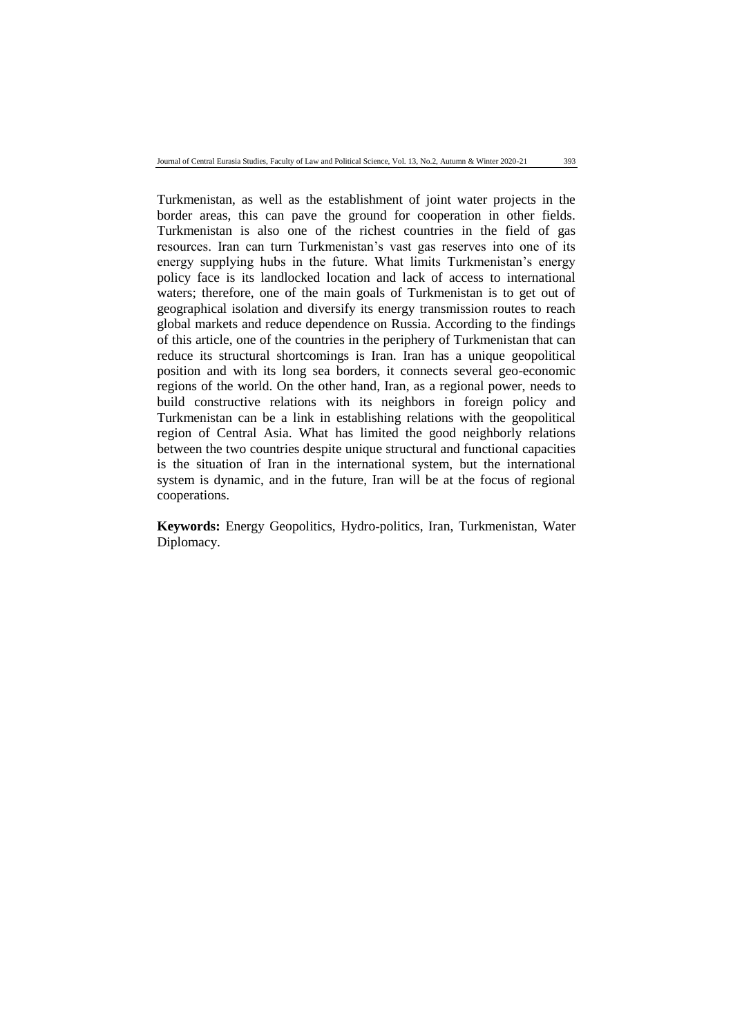Turkmenistan, as well as the establishment of joint water projects in the border areas, this can pave the ground for cooperation in other fields. Turkmenistan is also one of the richest countries in the field of gas resources. Iran can turn Turkmenistan's vast gas reserves into one of its energy supplying hubs in the future. What limits Turkmenistan's energy policy face is its landlocked location and lack of access to international waters; therefore, one of the main goals of Turkmenistan is to get out of geographical isolation and diversify its energy transmission routes to reach global markets and reduce dependence on Russia. According to the findings of this article, one of the countries in the periphery of Turkmenistan that can reduce its structural shortcomings is Iran. Iran has a unique geopolitical position and with its long sea borders, it connects several geo-economic regions of the world. On the other hand, Iran, as a regional power, needs to build constructive relations with its neighbors in foreign policy and Turkmenistan can be a link in establishing relations with the geopolitical region of Central Asia. What has limited the good neighborly relations between the two countries despite unique structural and functional capacities is the situation of Iran in the international system, but the international system is dynamic, and in the future, Iran will be at the focus of regional cooperations.

**Keywords:** Energy Geopolitics, Hydro-politics, Iran, Turkmenistan, Water Diplomacy.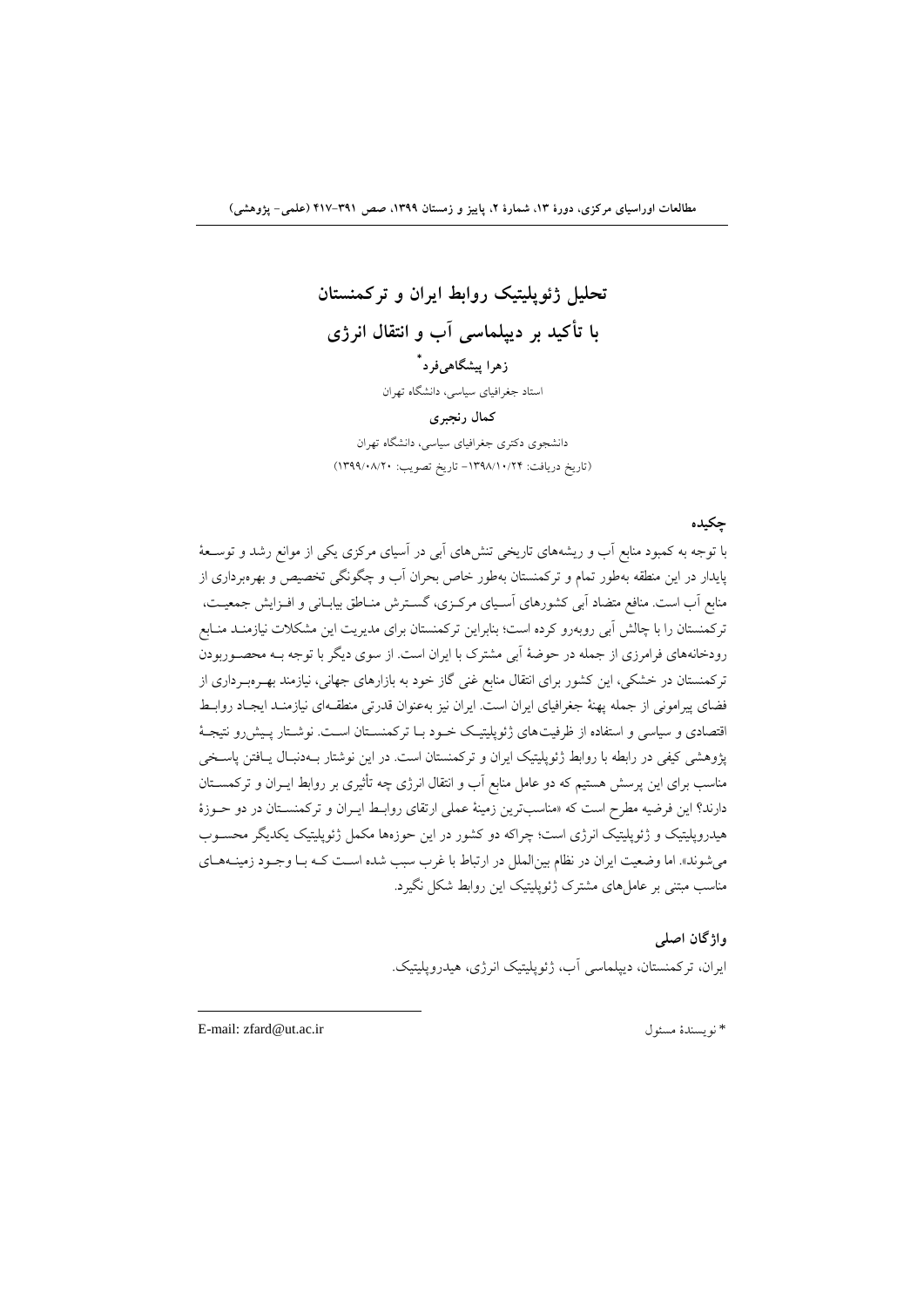# تحلیل ژئوپلیتیک روابط ایران و ترکمنستان با تأکید بر دیپلماسی آب و انتقال انرژی

**زهرا پیشگاهی‌فرد***

استاد جغرافیای سیاسی، دانشگاه تهران

**کمال رنجبری**

دانشجوی دکتری جغرافیای سیاسی، دانشگاه تهران

(تاریخ دریافت: ۱۳۹۸/۱۰/۲۴- تاریخ تصویب: ۱۳۹۹/۰۸/۲۰)

## چکیده

با توجه به کمبود منابع آب و ریشه‌های تاریخی تنش‌های آبی در آسیای مرکزی یکی از موانع رشد و توسعهٔ پایدار در این منطقه به‌طور تمام و ترکمنستان به‌طور خاص بحران آب و چگونگی تخصیص و بهره‌برداری از منابع آب است. منافع متضاد آبی کشورهای آسیای مرکزی، گسترش مناطق بیابانی و افزایش جمعیت، ترکمنستان را با چالش آبی روبه‌رو کرده است؛ بنابراین ترکمنستان برای مدیریت این مشکلات نیازمند منابع رودخانه‌های فرامرزی از جمله در حوضهٔ آبی مشترک با ایران است. از سوی دیگر با توجه به محصوربودن ترکمنستان در خشکی، این کشور برای انتقال منابع غنی گاز خود به بازارهای جهانی، نیازمند بهره‌برداری از فضای پیرامونی از جمله پهنهٔ جغرافیای ایران است. ایران نیز به‌عنوان قدرتی منطقه‌ای نیازمند ایجاد روابط اقتصادی و سیاسی و استفاده از ظرفیت‌های ژئوپلیتیک خود با ترکمنستان است. نوشتار پیش‌رو نتیجهٔ پژوهشی کیفی در رابطه با روابط ژئوپلیتیک ایران و ترکمنستان است. در این نوشتار به‌دنبال یافتن پاسخی مناسب برای این پرسش هستیم که دو عامل منابع آب و انتقال انرژی چه تأثیری بر روابط ایران و ترکمنستان دارند؟ این فرضیه مطرح است که «مناسب‌ترین زمینهٔ عملی ارتقای روابط ایران و ترکمنستان در دو حوزهٔ هیدروپلیتیک و ژئوپلیتیک انرژی است؛ چراکه دو کشور در این حوزه‌ها مکمل ژئوپلیتیک یکدیگر محسوب می‌شوند». اما وضعیت ایران در نظام بین‌الملل در ارتباط با غرب سبب شده است که با وجود زمینه‌های مناسب مبتنی بر عامل‌های مشترک ژئوپلیتیک این روابط شکل نگیرد.

## واژگان اصلی

ایران، ترکمنستان، دیپلماسی آب، ژئوپلیتیک انرژی، هیدروپلیتیک.

---

* نویسندهٔ مسئول　　E-mail: zfard@ut.ac.ir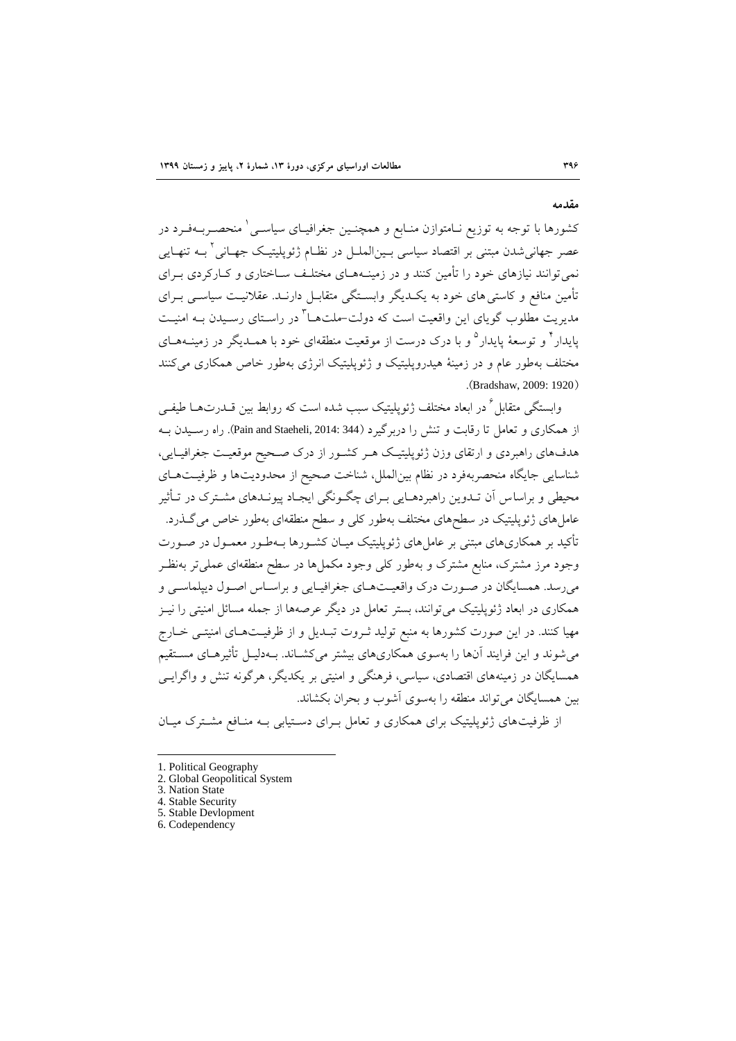## مقدمه

کشورها با توجه به توزیع نـامتوازن منـابع و همچنـین جغرافیـای سیاسـی[1] منحصـربـهفـرد در عصر جهانی‌شدن مبتنی بر اقتصاد سیاسی بـین‌الملـل در نظـام ژئوپلیتیـک جهـانی[2] بـه تنهـایی نمی‌توانند نیازهای خود را تأمین کنند و در زمینـه‌هـای مختلـف سـاختاری و کـارکردی بـرای تأمین منافع و کاستی‌های خود به یکـدیگر وابسـتگی متقابـل دارنـد. عقلانیـت سیاسـی بـرای مدیریت مطلوب گویای این واقعیت است که دولت-ملت‌ها[3] در راسـتای رسـیدن بـه امنیـت پایدار[4] و توسعهٔ پایدار[5] و با درک درست از موقعیت منطقه‌ای خود با همـدیگر در زمینـه‌هـای مختلف به‌طور عام و در زمینهٔ هیدروپلیتیک و ژئوپلیتیک انرژی به‌طور خاص همکاری می‌کنند (Bradshaw, 2009: 1920).

وابستگی متقابل[6] در ابعاد مختلف ژئوپلیتیک سبب شده است که روابط بین قـدرت‌هـا طیفـی از همکاری و تعامل تا رقابت و تنش را دربرگیرد (Pain and Staeheli, 2014: 344). راه رسـیدن بـه هدف‌های راهبردی و ارتقای وزن ژئوپلیتیـک هـر کشـور از درک صـحیح موقعیـت جغرافیـایی، شناسایی جایگاه منحصربه‌فرد در نظام بین‌الملل، شناخت صحیح از محدودیت‌ها و ظرفیـت‌هـای محیطی و براساس آن تـدوین راهبردهـایی بـرای چگـونگی ایجـاد پیونـدهای مشـترک در تـأثیر عامل‌های ژئوپلیتیک در سطح‌های مختلف به‌طور کلی و سطح منطقه‌ای به‌طور خاص می‌گـذرد. تأکید بر همکاری‌های مبتنی بر عامل‌های ژئوپلیتیک میـان کشـورها بـه‌طـور معمـول در صـورت وجود مرز مشترک، منابع مشترک و به‌طور کلی وجود مکمل‌ها در سطح منطقه‌ای عملی‌تر به‌نظـر می‌رسد. همسایگان در صـورت درک واقعیـت‌هـای جغرافیـایی و براسـاس اصـول دیپلماسـی و همکاری در ابعاد ژئوپلیتیک می‌توانند، بستر تعامل در دیگر عرصه‌ها از جمله مسائل امنیتی را نیـز مهیا کنند. در این صورت کشورها به منبع تولید ثـروت تبـدیل و از ظرفیـت‌هـای امنیتـی خـارج می‌شوند و این فرایند آن‌ها را به‌سوی همکاری‌های بیشتر می‌کشـاند. بـه‌دلیـل تأثیرهـای مسـتقیم همسایگان در زمینه‌های اقتصادی، سیاسی، فرهنگی و امنیتی بر یکدیگر، هرگونه تنش و واگرایـی بین همسایگان می‌تواند منطقه را به‌سوی آشوب و بحران بکشاند.

از ظرفیت‌های ژئوپلیتیک برای همکاری و تعامل بـرای دسـتیابی بـه منـافع مشـترک میـان

---

1. Political Geography
2. Global Geopolitical System
3. Nation State
4. Stable Security
5. Stable Devlopment
6. Codependency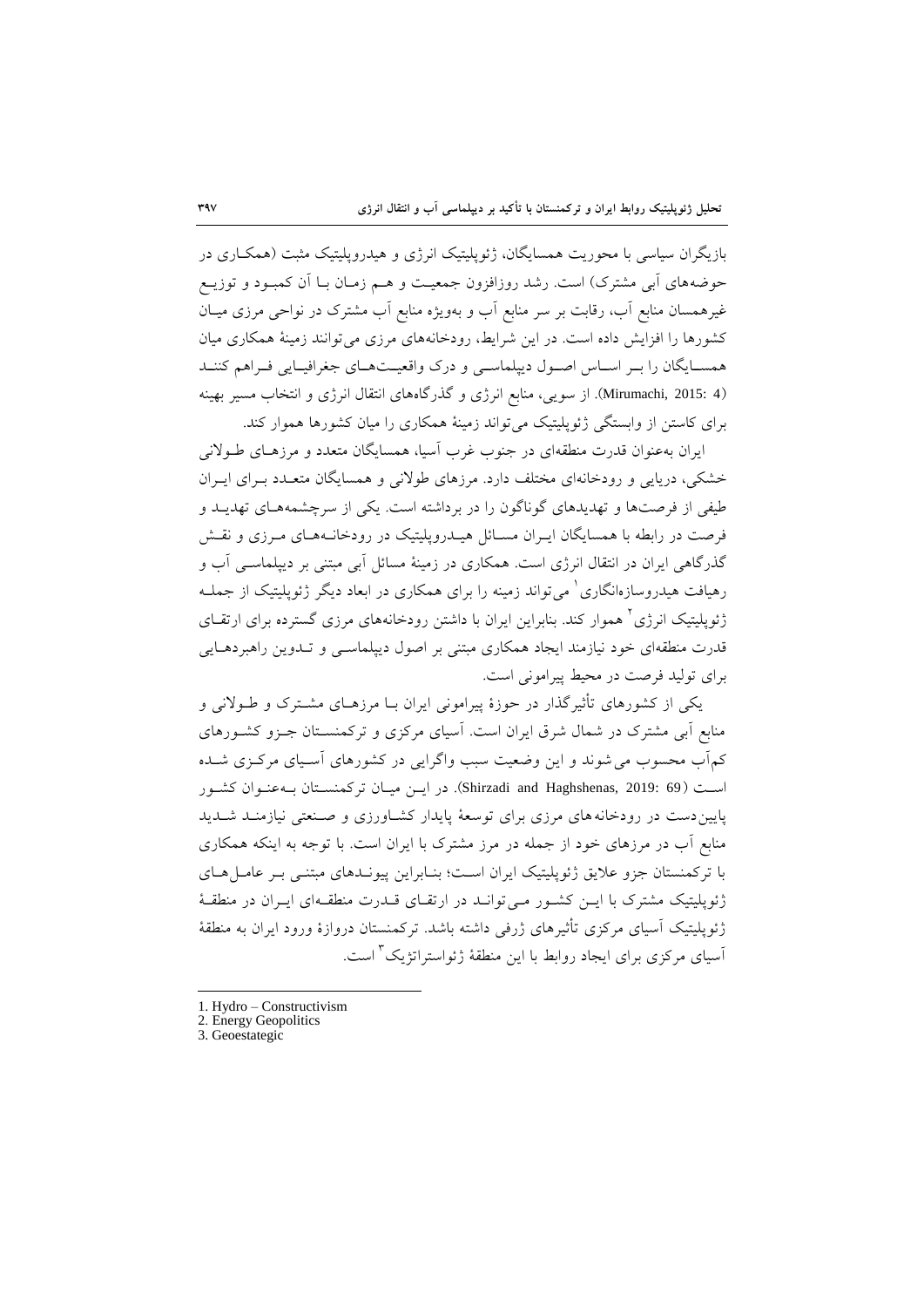بازیگران سیاسی با محوریت همسایگان، ژئوپلیتیک انرژی و هیدروپلیتیک مثبت (همکاری در حوضه‌های آبی مشترک) است. رشد روزافزون جمعیت و هم زمان با آن کمبود و توزیع غیرهمسان منابع آب، رقابت بر سر منابع آب و به‌ویژه منابع آب مشترک در نواحی مرزی میان کشورها را افزایش داده است. در این شرایط، رودخانه‌های مرزی می‌توانند زمینهٔ همکاری میان همسایگان را بر اساس اصول دیپلماسی و درک واقعیت‌های جغرافیایی فراهم کنند (Mirumachi, 2015: 4). از سویی، منابع انرژی و گذرگاه‌های انتقال انرژی و انتخاب مسیر بهینه برای کاستن از وابستگی ژئوپلیتیک می‌تواند زمینهٔ همکاری را میان کشورها هموار کند.

ایران به‌عنوان قدرت منطقه‌ای در جنوب غرب آسیا، همسایگان متعدد و مرزهای طولانی خشکی، دریایی و رودخانه‌ای مختلف دارد. مرزهای طولانی و همسایگان متعدد برای ایران طیفی از فرصت‌ها و تهدیدهای گوناگون را در برداشته است. یکی از سرچشمه‌های تهدید و فرصت در رابطه با همسایگان ایران مسائل هیدروپلیتیک در رودخانه‌های مرزی و نقش گذرگاهی ایران در انتقال انرژی است. همکاری در زمینهٔ مسائل آبی مبتنی بر دیپلماسی آب و رهیافت هیدروسازه‌انگاری[1] می‌تواند زمینه را برای همکاری در ابعاد دیگر ژئوپلیتیک از جمله ژئوپلیتیک انرژی[2] هموار کند. بنابراین ایران با داشتن رودخانه‌های مرزی گسترده برای ارتقای قدرت منطقه‌ای خود نیازمند ایجاد همکاری مبتنی بر اصول دیپلماسی و تدوین راهبردهایی برای تولید فرصت در محیط پیرامونی است.

یکی از کشورهای تأثیرگذار در حوزهٔ پیرامونی ایران با مرزهای مشترک و طولانی و منابع آبی مشترک در شمال شرق ایران است. آسیای مرکزی و ترکمنستان جزو کشورهای کم‌آب محسوب می‌شوند و این وضعیت سبب واگرایی در کشورهای آسیای مرکزی شده است (Shirzadi and Haghshenas, 2019: 69). در این میان ترکمنستان به‌عنوان کشور پایین‌دست در رودخانه‌های مرزی برای توسعهٔ پایدار کشاورزی و صنعتی نیازمند شدید منابع آب در مرزهای خود از جمله در مرز مشترک با ایران است. با توجه به اینکه همکاری با ترکمنستان جزو علایق ژئوپلیتیک ایران است؛ بنابراین پیوندهای مبتنی بر عامل‌های ژئوپلیتیک مشترک با این کشور می‌توانند در ارتقای قدرت منطقه‌ای ایران در منطقهٔ ژئوپلیتیک آسیای مرکزی تأثیرهای ژرفی داشته باشد. ترکمنستان دروازهٔ ورود ایران به منطقهٔ آسیای مرکزی برای ایجاد روابط با این منطقهٔ ژئواستراتژیک[3] است.

---

1. Hydro – Constructivism
2. Energy Geopolitics
3. Geoestategic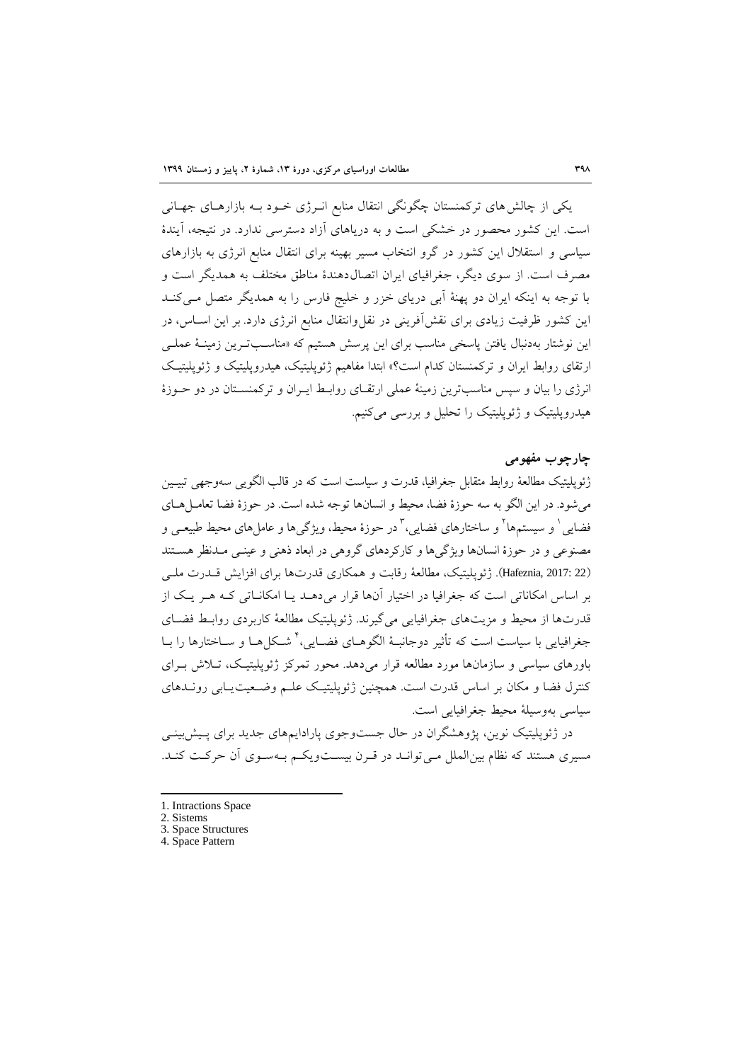یکی از چالش‌های ترکمنستان چگونگی انتقال منابع انـرژی خـود بـه بازارهـای جهـانی است. این کشور محصور در خشکی است و به دریاهای آزاد دسترسی ندارد. در نتیجه، آیندهٔ سیاسی و استقلال این کشور در گرو انتخاب مسیر بهینه برای انتقال منابع انرژی به بازارهای مصرف است. از سوی دیگر، جغرافیای ایران اتصال‌دهندهٔ مناطق مختلف به همدیگر است و با توجه به اینکه ایران دو پهنهٔ آبی دریای خزر و خلیج فارس را به همدیگر متصل مـی‌کنـد این کشور ظرفیت زیادی برای نقش‌آفرینی در نقل‌وانتقال منابع انرژی دارد. بر این اسـاس، در این نوشتار به‌دنبال یافتن پاسخی مناسب برای این پرسش هستیم که «مناسـب‌تـرین زمینـهٔ عملـی ارتقای روابط ایران و ترکمنستان کدام است؟» ابتدا مفاهیم ژئوپلیتیک، هیدروپلیتیک و ژئوپلیتیـک انرژی را بیان و سپس مناسب‌ترین زمینهٔ عملی ارتقـای روابـط ایـران و ترکمنسـتان در دو حـوزهٔ هیدروپلیتیک و ژئوپلیتیک را تحلیل و بررسی می‌کنیم.

## چارچوب مفهومی

ژئوپلیتیک مطالعهٔ روابط متقابل جغرافیا، قدرت و سیاست است که در قالب الگویی سه‌وجهی تبیـین می‌شود. در این الگو به سه حوزهٔ فضا، محیط و انسان‌ها توجه شده است. در حوزهٔ فضا تعامـل‌هـای فضایی[1] و سیستم‌ها[2] و ساختارهای فضایی،[3] در حوزهٔ محیط، ویژگی‌ها و عامل‌های محیط طبیعـی و مصنوعی و در حوزهٔ انسان‌ها ویژگی‌ها و کارکردهای گروهی در ابعاد ذهنی و عینـی مـدنظر هسـتند (Hafeznia, 2017: 22). ژئوپلیتیک، مطالعهٔ رقابت و همکاری قدرت‌ها برای افزایش قـدرت ملـی بر اساس امکاناتی است که جغرافیا در اختیار آن‌ها قرار می‌دهـد یـا امکانـاتی کـه هـر یـک از قدرت‌ها از محیط و مزیت‌های جغرافیایی می‌گیرند. ژئوپلیتیک مطالعهٔ کاربردی روابـط فضـای جغرافیایی با سیاست است که تأثیر دوجانبـهٔ الگوهـای فضـایی،[4] شـکل‌هـا و سـاختارها را بـا باورهای سیاسی و سازمان‌ها مورد مطالعه قرار می‌دهد. محور تمرکز ژئوپلیتیـک، تـلاش بـرای کنترل فضا و مکان بر اساس قدرت است. همچنین ژئوپلیتیـک علـم وضـعیت‌یـابی رونـدهای سیاسی به‌وسیلهٔ محیط جغرافیایی است.

در ژئوپلیتیک نوین، پژوهشگران در حال جست‌وجوی پارادایم‌های جدید برای پـیش‌بینـی مسیری هستند که نظام بین‌الملل مـی‌توانـد در قـرن بیسـت‌ویکـم بـه‌سـوی آن حرکـت کنـد.

---

1. Intractions Space
2. Sistems
3. Space Structures
4. Space Pattern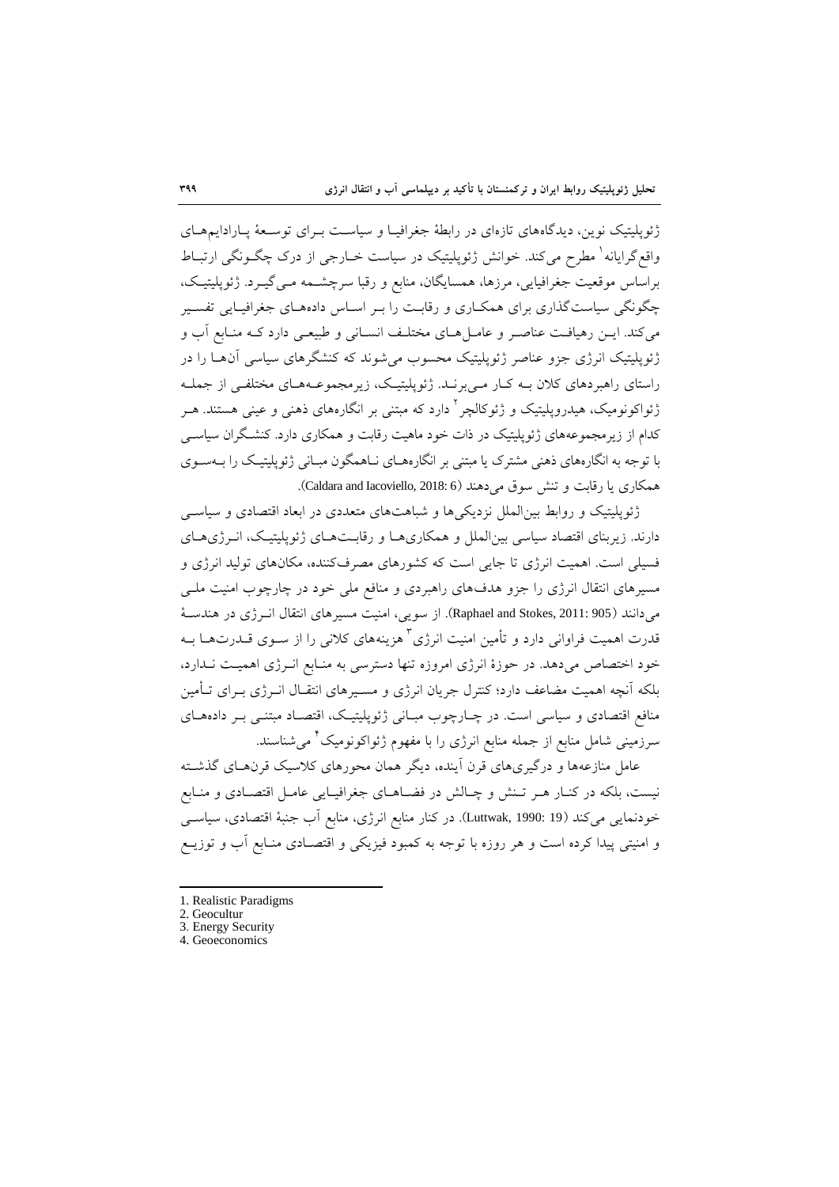ژئوپلیتیک نوین، دیدگاه‌های تازه‌ای در رابطهٔ جغرافیا و سیاست برای توسعهٔ پارادایم‌های واقع‌گرایانه[1] مطرح می‌کند. خوانش ژئوپلیتیک در سیاست خارجی از درک چگونگی ارتباط براساس موقعیت جغرافیایی، مرزها، همسایگان، منابع و رقبا سرچشمه می‌گیرد. ژئوپلیتیک، چگونگی سیاست‌گذاری برای همکاری و رقابت را بر اساس داده‌های جغرافیایی تفسیر می‌کند. این رهیافت عناصر و عامل‌های مختلف انسانی و طبیعی دارد که منابع آب و ژئوپلیتیک انرژی جزو عناصر ژئوپلیتیک محسوب می‌شوند که کنشگرهای سیاسی آن‌ها را در راستای راهبردهای کلان به کار می‌برند. ژئوپلیتیک، زیرمجموعه‌های مختلفی از جمله ژئواکونومیک، هیدروپلیتیک و ژئوکالچر[2] دارد که مبتنی بر انگاره‌های ذهنی و عینی هستند. هر کدام از زیرمجموعه‌های ژئوپلیتیک در ذات خود ماهیت رقابت و همکاری دارد. کنشگران سیاسی با توجه به انگاره‌های ذهنی مشترک یا مبتنی بر انگاره‌های ناهمگون مبانی ژئوپلیتیک را به‌سوی همکاری یا رقابت و تنش سوق می‌دهند (Caldara and Iacoviello, 2018: 6).

ژئوپلیتیک و روابط بین‌الملل نزدیکی‌ها و شباهت‌های متعددی در ابعاد اقتصادی و سیاسی دارند. زیربنای اقتصاد سیاسی بین‌الملل و همکاری‌ها و رقابت‌های ژئوپلیتیک، انرژی‌های فسیلی است. اهمیت انرژی تا جایی است که کشورهای مصرف‌کننده، مکان‌های تولید انرژی و مسیرهای انتقال انرژی را جزو هدف‌های راهبردی و منافع ملی خود در چارچوب امنیت ملی می‌دانند (Raphael and Stokes, 2011: 905). از سویی، امنیت مسیرهای انتقال انرژی در هندسهٔ قدرت اهمیت فراوانی دارد و تأمین امنیت انرژی[3] هزینه‌های کلانی را از سوی قدرت‌ها به خود اختصاص می‌دهد. در حوزهٔ انرژی امروزه تنها دسترسی به منابع انرژی اهمیت ندارد، بلکه آنچه اهمیت مضاعف دارد؛ کنترل جریان انرژی و مسیرهای انتقال انرژی برای تأمین منافع اقتصادی و سیاسی است. در چارچوب مبانی ژئوپلیتیک، اقتصاد مبتنی بر داده‌های سرزمینی شامل منابع از جمله منابع انرژی را با مفهوم ژئواکونومیک[4] می‌شناسند.

عامل منازعه‌ها و درگیری‌های قرن آینده، دیگر همان محورهای کلاسیک قرن‌های گذشته نیست، بلکه در کنار هر تنش و چالش در فضاهای جغرافیایی عامل اقتصادی و منابع خودنمایی می‌کند (Luttwak, 1990: 19). در کنار منابع انرژی، منابع آب جنبهٔ اقتصادی، سیاسی و امنیتی پیدا کرده است و هر روزه با توجه به کمبود فیزیکی و اقتصادی منابع آب و توزیع

---

1. Realistic Paradigms
2. Geocultur
3. Energy Security
4. Geoeconomics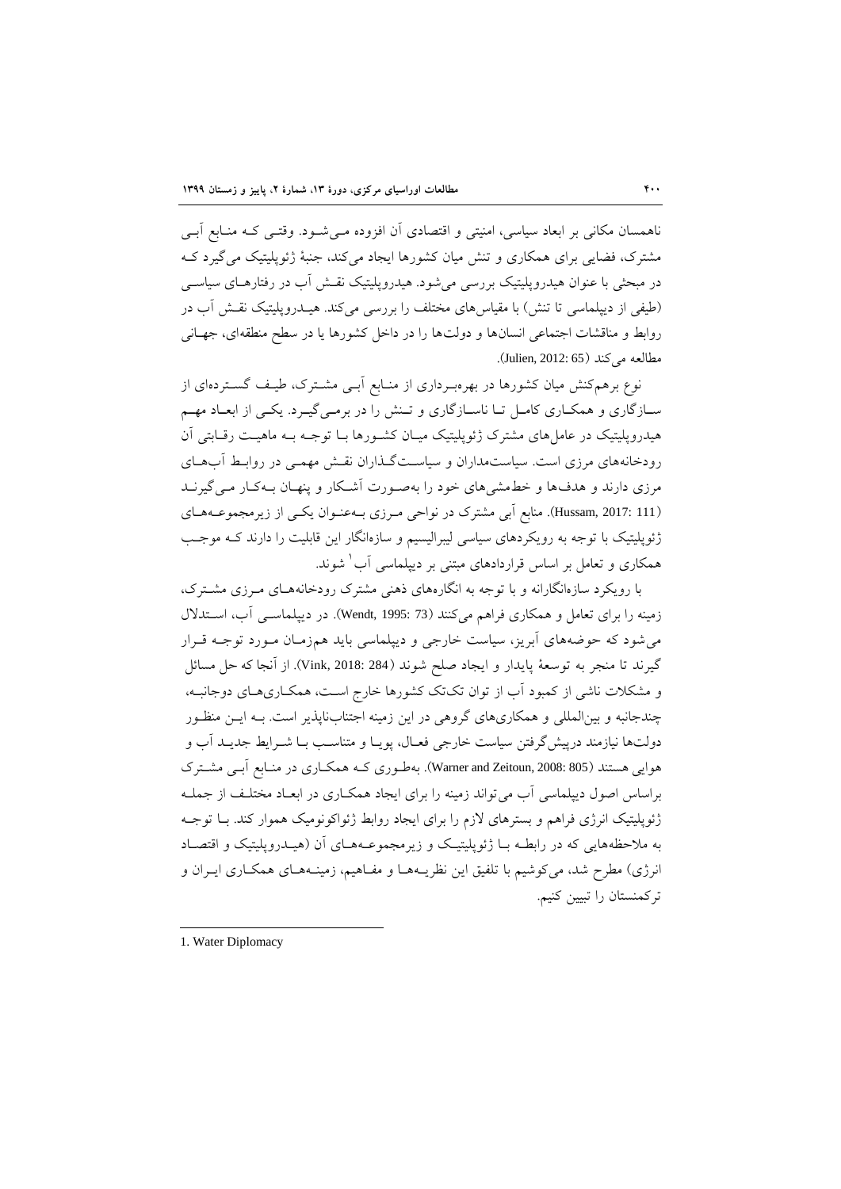ناهمسان مکانی بر ابعاد سیاسی، امنیتی و اقتصادی آن افزوده می‌شود. وقتی که منابع آبی مشترک، فضایی برای همکاری و تنش میان کشورها ایجاد می‌کند، جنبهٔ ژئوپلیتیک می‌گیرد که در مبحثی با عنوان هیدروپلیتیک بررسی می‌شود. هیدروپلیتیک نقش آب در رفتارهای سیاسی (طیفی از دیپلماسی تا تنش) با مقیاس‌های مختلف را بررسی می‌کند. هیدروپلیتیک نقش آب در روابط و مناقشات اجتماعی انسان‌ها و دولت‌ها را در داخل کشورها یا در سطح منطقه‌ای، جهانی مطالعه می‌کند (Julien, 2012: 65).

نوع برهم‌کنش میان کشورها در بهره‌برداری از منابع آبی مشترک، طیف گسترده‌ای از سازگاری و همکاری کامل تا ناسازگاری و تنش را در برمی‌گیرد. یکی از ابعاد مهم هیدروپلیتیک در عامل‌های مشترک ژئوپلیتیک میان کشورها با توجه به ماهیت رقابتی آن رودخانه‌های مرزی است. سیاستمداران و سیاست‌گذاران نقش مهمی در روابط آب‌های مرزی دارند و هدف‌ها و خط‌مشی‌های خود را به‌صورت آشکار و پنهان به‌کار می‌گیرند (Hussam, 2017: 111). منابع آبی مشترک در نواحی مرزی به‌عنوان یکی از زیرمجموعه‌های ژئوپلیتیک با توجه به رویکردهای سیاسی لیبرالیسم و سازه‌انگار این قابلیت را دارند که موجب همکاری و تعامل بر اساس قراردادهای مبتنی بر دیپلماسی آب[1] شوند.

با رویکرد سازه‌انگارانه و با توجه به انگاره‌های ذهنی مشترک رودخانه‌های مرزی مشترک، زمینه را برای تعامل و همکاری فراهم می‌کنند (Wendt, 1995: 73). در دیپلماسی آب، استدلال می‌شود که حوضه‌های آبریز، سیاست خارجی و دیپلماسی باید هم‌زمان مورد توجه قرار گیرند تا منجر به توسعهٔ پایدار و ایجاد صلح شوند (Vink, 2018: 284). از آنجا که حل مسائل و مشکلات ناشی از کمبود آب از توان تک‌تک کشورها خارج است، همکاری‌های دوجانبه، چندجانبه و بین‌المللی و همکاری‌های گروهی در این زمینه اجتناب‌ناپذیر است. به این منظور دولت‌ها نیازمند درپیش‌گرفتن سیاست خارجی فعال، پویا و متناسب با شرایط جدید آب و هوایی هستند (Warner and Zeitoun, 2008: 805). به‌طوری که همکاری در منابع آبی مشترک براساس اصول دیپلماسی آب می‌تواند زمینه را برای ایجاد همکاری در ابعاد مختلف از جمله ژئوپلیتیک انرژی فراهم و بسترهای لازم را برای ایجاد روابط ژئواکونومیک هموار کند. با توجه به ملاحظه‌هایی که در رابطه با ژئوپلیتیک و زیرمجموعه‌های آن (هیدروپلیتیک و اقتصاد انرژی) مطرح شد، می‌کوشیم با تلفیق این نظریه‌ها و مفاهیم، زمینه‌های همکاری ایران و ترکمنستان را تبیین کنیم.

---

1. Water Diplomacy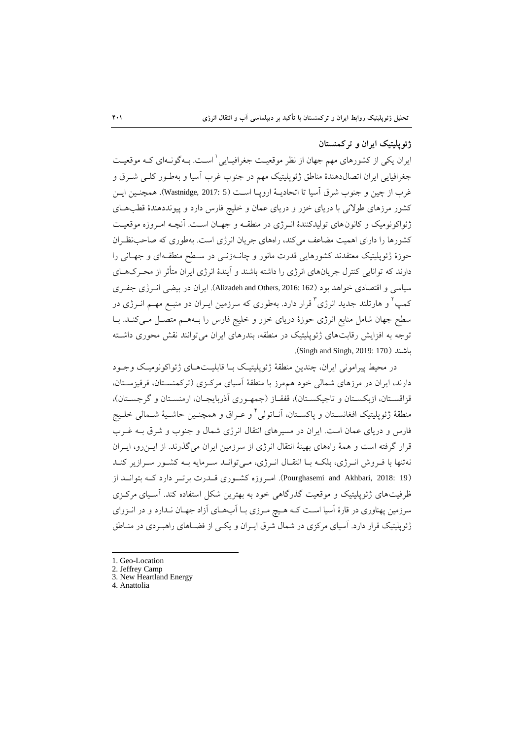## ژئوپلیتیک ایران و ترکمنستان

ایران یکی از کشورهای مهم جهان از نظر موقعیت جغرافیایی[1] است. به‌گونه‌ای که موقعیت جغرافیایی ایران اتصال‌دهندۀ مناطق ژئوپلیتیک مهم در جنوب غرب آسیا و به‌طور کلی شرق و غرب از چین و جنوب شرق آسیا تا اتحادیۀ اروپا است (Wastnidge, 2017: 5). همچنین این کشور مرزهای طولانی با دریای خزر و دریای عمان و خلیج فارس دارد و پیونددهندۀ قطب‌های ژئواکونومیک و کانون‌های تولیدکنندۀ انرژی در منطقه و جهان است. آنچه امروزه موقعیت کشورها را دارای اهمیت مضاعف می‌کند، راه‌های جریان انرژی است. به‌طوری که صاحب‌نظران حوزۀ ژئوپلیتیک معتقدند کشورهایی قدرت مانور و چانه‌زنی در سطح منطقه‌ای و جهانی را دارند که توانایی کنترل جریان‌های انرژی را داشته باشند و آیندۀ انرژی ایران متأثر از محرک‌های سیاسی و اقتصادی خواهد بود (Alizadeh and Others, 2016: 162). ایران در بیضی انرژی جفری کمپ[2] و هارتلند جدید انرژی[3] قرار دارد. به‌طوری که سرزمین ایران دو منبع مهم انرژی در سطح جهان شامل منابع انرژی حوزۀ دریای خزر و خلیج فارس را به‌هم متصل می‌کند. با توجه به افزایش رقابت‌های ژئوپلیتیک در منطقه، بندرهای ایران می‌توانند نقش محوری داشته باشند (Singh and Singh, 2019: 170).

در محیط پیرامونی ایران، چندین منطقۀ ژئوپلیتیک با قابلیت‌های ژئواکونومیک وجود دارند، ایران در مرزهای شمالی خود هم‌مرز با منطقۀ آسیای مرکزی (ترکمنستان، قرقیزستان، قزاقستان، ازبکستان و تاجیکستان)، قفقاز (جمهوری آذربایجان، ارمنستان و گرجستان)، منطقۀ ژئوپلیتیک افغانستان و پاکستان، آناتولی[4] و عراق و همچنین حاشیۀ شمالی خلیج فارس و دریای عمان است. ایران در مسیرهای انتقال انرژی شمال و جنوب و شرق به غرب قرار گرفته است و همۀ راه‌های بهینۀ انتقال انرژی از سرزمین ایران می‌گذرند. از این‌رو، ایران نه‌تنها با فروش انرژی، بلکه با انتقال انرژی، می‌تواند سرمایه به کشور سرازیر کند (Pourghasemi and Akhbari, 2018: 19). امروزه کشوری قدرت برتر دارد که بتواند از ظرفیت‌های ژئوپلیتیک و موقعیت گذرگاهی خود به بهترین شکل استفاده کند. آسیای مرکزی سرزمین پهناوری در قارۀ آسیا است که هیچ مرزی با آب‌های آزاد جهان ندارد و در انزوای ژئوپلیتیک قرار دارد. آسیای مرکزی در شمال شرق ایران و یکی از فضاهای راهبردی در مناطق

---

1. Geo-Location
2. Jeffrey Camp
3. New Heartland Energy
4. Anattolia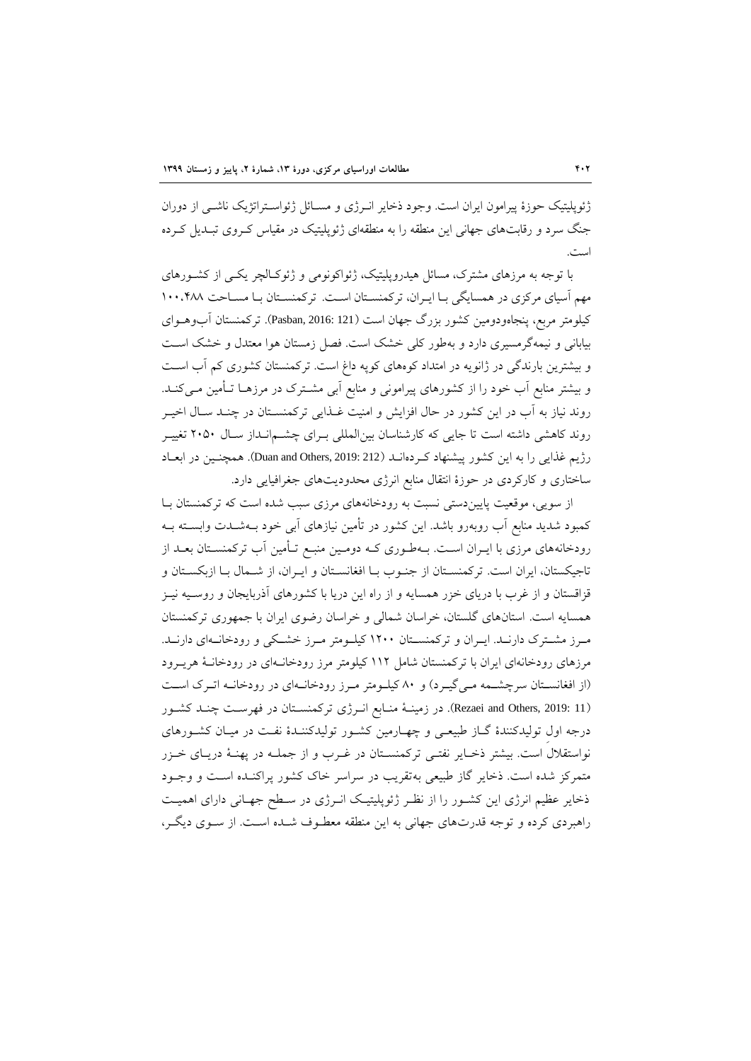ژئوپلیتیک حوزهٔ پیرامون ایران است. وجود ذخایر انـرژی و مسـائل ژئواسـتراتژیک ناشـی از دوران جنگ سرد و رقابت‌های جهانی این منطقه را به منطقه‌ای ژئوپلیتیک در مقیاس کـروی تبـدیل کـرده است.

با توجه به مرزهای مشترک، مسائل هیدروپلیتیک، ژئواکونومی و ژئوکـالچر یکـی از کشـورهای مهم آسیای مرکزی در همسایگی بـا ایـران، ترکمنسـتان اسـت. ترکمنسـتان بـا مسـاحت ۱۰۰،۴۸۸ کیلومتر مربع، پنجاه‌ودومین کشور بزرگ جهان است (Pasban, 2016: 121). ترکمنستان آب‌وهـوای بیابانی و نیمه‌گرمسیری دارد و به‌طور کلی خشک است. فصل زمستان هوا معتدل و خشک اسـت و بیشترین بارندگی در ژانویه در امتداد کوه‌های کوپه داغ است. ترکمنستان کشوری کم آب اسـت و بیشتر منابع آب خود را از کشورهای پیرامونی و منابع آبی مشـترک در مرزهـا تـأمین مـی‌کنـد. روند نیاز به آب در این کشور در حال افزایش و امنیت غـذایی ترکمنسـتان در چنـد سـال اخیـر روند کاهشی داشته است تا جایی که کارشناسان بین‌المللی بـرای چشـم‌انـداز سـال ۲۰۵۰ تغییـر رژیم غذایی را به این کشور پیشنهاد کـرده‌انـد (Duan and Others, 2019: 212). همچنـین در ابعـاد ساختاری و کارکردی در حوزهٔ انتقال منابع انرژی محدودیت‌های جغرافیایی دارد.

از سویی، موقعیت پایین‌دستی نسبت به رودخانه‌های مرزی سبب شده است که ترکمنستان بـا کمبود شدید منابع آب روبه‌رو باشد. این کشور در تأمین نیازهای آبی خود بـه‌شـدت وابسـته بـه رودخانه‌های مرزی با ایـران اسـت. بـه‌طـوری کـه دومـین منبـع تـأمین آب ترکمنسـتان بعـد از تاجیکستان، ایران است. ترکمنسـتان از جنـوب بـا افغانسـتان و ایـران، از شـمال بـا ازبکسـتان و قزاقستان و از غرب با دریای خزر همسایه و از راه این دریا با کشورهای آذربایجان و روسـیه نیـز همسایه است. استان‌های گلستان، خراسان شمالی و خراسان رضوی ایران با جمهوری ترکمنستان مـرز مشـترک دارنـد. ایـران و ترکمنسـتان ۱۲۰۰ کیلـومتر مـرز خشـکی و رودخانـه‌ای دارنـد. مرزهای رودخانه‌ای ایران با ترکمنستان شامل ۱۱۲ کیلومتر مرز رودخانـه‌ای در رودخانـهٔ هریـرود (از افغانسـتان سرچشـمه مـی‌گیـرد) و ۸۰ کیلـومتر مـرز رودخانـه‌ای در رودخانـه اتـرک اسـت (Rezaei and Others, 2019: 11). در زمینـهٔ منـابع انـرژی ترکمنسـتان در فهرسـت چنـد کشـور درجه اولِ تولیدکنندهٔ گـاز طبیعـی و چهـارمین کشـور تولیدکننـدهٔ نفـت در میـان کشـورهای نواستقلال است. بیشتر ذخـایر نفتـی ترکمنسـتان در غـرب و از جملـه در پهنـهٔ دریـای خـزر متمرکز شده است. ذخایر گاز طبیعی به‌تقریب در سراسر خاک کشور پراکنـده اسـت و وجـود ذخایر عظیم انرژی این کشـور را از نظـر ژئوپلیتیـک انـرژی در سـطح جهـانی دارای اهمیـت راهبردی کرده و توجه قدرت‌های جهانی به این منطقه معطـوف شـده اسـت. از سـوی دیگـر،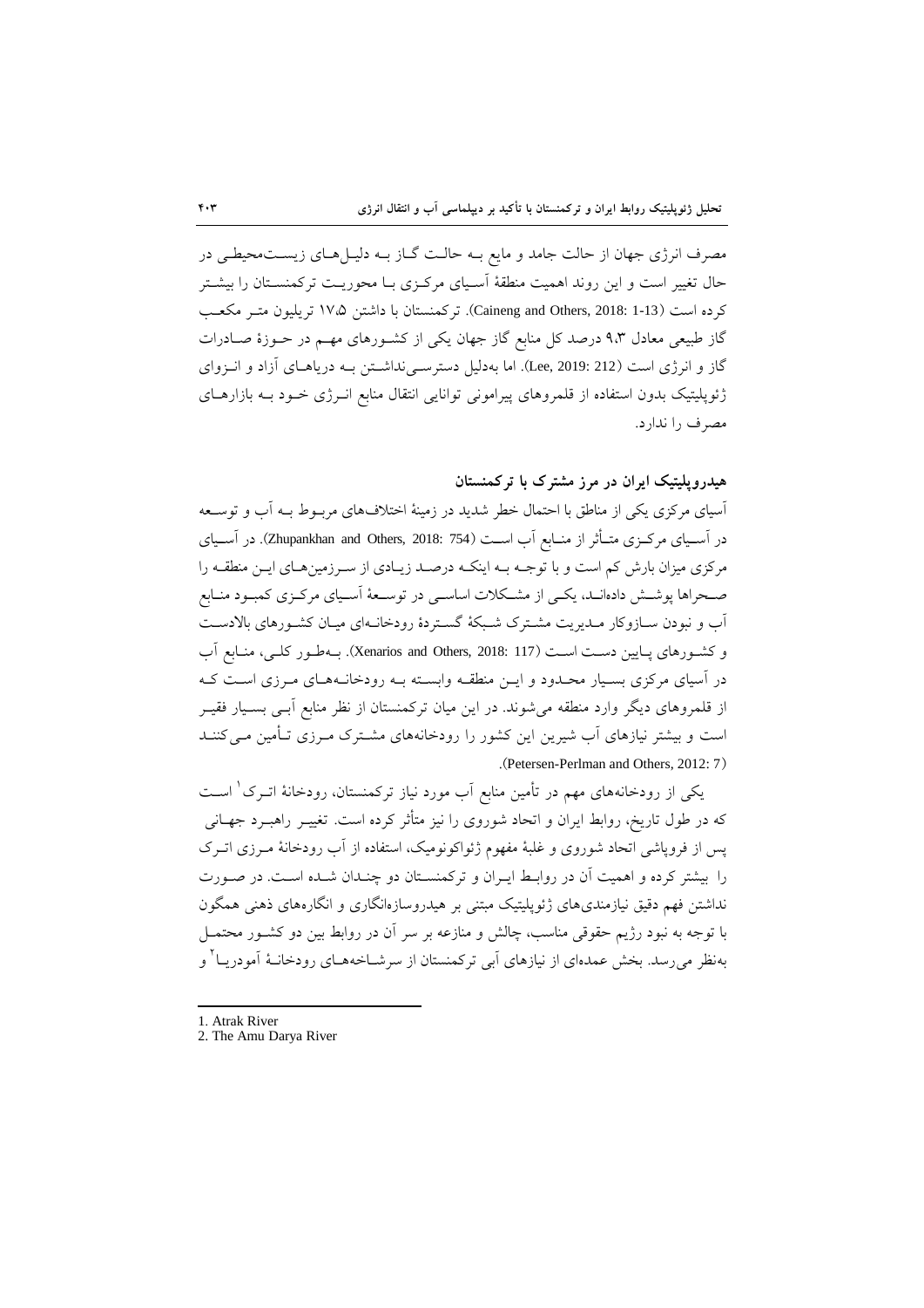مصرف انرژی جهان از حالت جامد و مایع به حالت گاز به دلیل‌های زیست‌محیطی در حال تغییر است و این روند اهمیت منطقهٔ آسیای مرکزی با محوریت ترکمنستان را بیشتر کرده است (Caineng and Others, 2018: 1-13). ترکمنستان با داشتن ۱۷.۵ تریلیون متر مکعب گاز طبیعی معادل ۹.۳ درصد کل منابع گاز جهان یکی از کشورهای مهم در حوزهٔ صادرات گاز و انرژی است (Lee, 2019: 212). اما به‌دلیل دسترسی‌نداشتن به دریاهای آزاد و انزوای ژئوپلیتیک بدون استفاده از قلمروهای پیرامونی توانایی انتقال منابع انرژی خود به بازارهای مصرف را ندارد.

## هیدروپلیتیک ایران در مرز مشترک با ترکمنستان

آسیای مرکزی یکی از مناطق با احتمال خطر شدید در زمینهٔ اختلاف‌های مربوط به آب و توسعه در آسیای مرکزی متأثر از منابع آب است (Zhupankhan and Others, 2018: 754). در آسیای مرکزی میزان بارش کم است و با توجه به اینکه درصد زیادی از سرزمین‌های این منطقه را صحراها پوشش داده‌اند، یکی از مشکلات اساسی در توسعهٔ آسیای مرکزی کمبود منابع آب و نبودن سازوکار مدیریت مشترک شبکهٔ گستردهٔ رودخانه‌ای میان کشورهای بالادست و کشورهای پایین دست است (Xenarios and Others, 2018: 117). به‌طور کلی، منابع آب در آسیای مرکزی بسیار محدود و این منطقه وابسته به رودخانه‌های مرزی است که از قلمروهای دیگر وارد منطقه می‌شوند. در این میان ترکمنستان از نظر منابع آبی بسیار فقیر است و بیشتر نیازهای آب شیرین این کشور را رودخانه‌های مشترک مرزی تأمین می‌کنند (Petersen-Perlman and Others, 2012: 7).

یکی از رودخانه‌های مهم در تأمین منابع آب مورد نیاز ترکمنستان، رودخانهٔ اترک[1] است که در طول تاریخ، روابط ایران و اتحاد شوروی را نیز متأثر کرده است. تغییر راهبرد جهانی پس از فروپاشی اتحاد شوروی و غلبهٔ مفهوم ژئواکونومیک، استفاده از آب رودخانهٔ مرزی اترک را بیشتر کرده و اهمیت آن در روابط ایران و ترکمنستان دو چندان شده است. در صورت نداشتن فهم دقیق نیازمندی‌های ژئوپلیتیک مبتنی بر هیدروسازه‌انگاری و انگاره‌های ذهنی همگون با توجه به نبود رژیم حقوقی مناسب، چالش و منازعه بر سر آن در روابط بین دو کشور محتمل به‌نظر می‌رسد. بخش عمده‌ای از نیازهای آبی ترکمنستان از سرشاخه‌های رودخانهٔ آمودریا[2] و

---

1. Atrak River
2. The Amu Darya River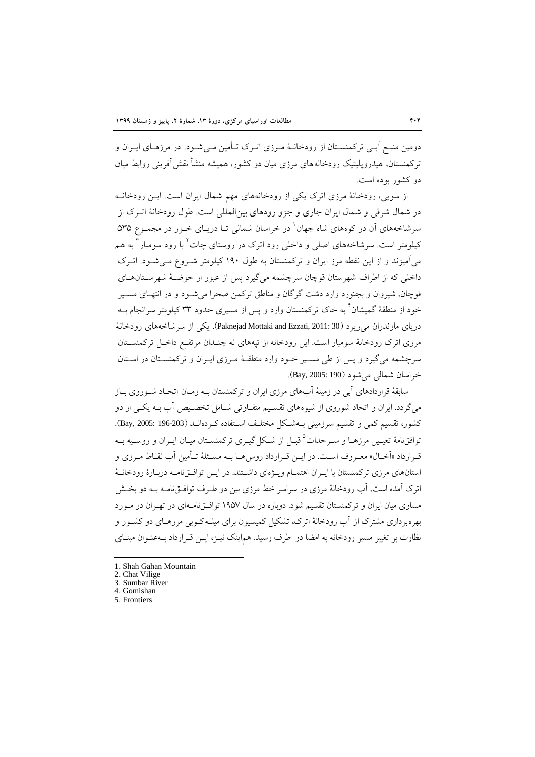دومین منبع آبی ترکمنستان از رودخانهٔ مرزی اترک تأمین می‌شود. در مرزهای ایران و ترکمنستان، هیدروپلیتیک رودخانه‌های مرزی میان دو کشور، همیشه منشأ نقش‌آفرینی روابط میان دو کشور بوده است.

از سویی، رودخانهٔ مرزی اترک یکی از رودخانه‌های مهم شمال ایران است. این رودخانه در شمال شرقی و شمال ایران جاری و جزو رودهای بین‌المللی است. طول رودخانهٔ اترک از سرشاخه‌های آن در کوه‌های شاه جهان[1] در خراسان شمالی تا دریای خزر در مجموع ۵۳۵ کیلومتر است. سرشاخه‌های اصلی و داخلی رود اترک در روستای چات[2] با رود سومبار[3] به هم می‌آمیزند و از این نقطه مرز ایران و ترکمنستان به طول ۱۹۰ کیلومتر شروع می‌شود. اترک داخلی که از اطراف شهرستان قوچان سرچشمه می‌گیرد پس از عبور از حوضهٔ شهرستان‌های قوچان، شیروان و بجنورد وارد دشت گرگان و مناطق ترکمن صحرا می‌شود و در انتهای مسیر خود از منطقهٔ گمیشان[4] به خاک ترکمنستان وارد و پس از مسیری حدود ۳۳ کیلومتر سرانجام به دریای مازندران می‌ریزد (Paknejad Mottaki and Ezzati, 2011: 30). یکی از سرشاخه‌های رودخانهٔ مرزی اترک رودخانهٔ سومبار است. این رودخانه از تپه‌های نه چندان مرتفع داخل ترکمنستان سرچشمه می‌گیرد و پس از طی مسیر خود وارد منطقهٔ مرزی ایران و ترکمنستان در استان خراسان شمالی می‌شود (Bay, 2005: 190).

سابقهٔ قراردادهای آبی در زمینهٔ آب‌های مرزی ایران و ترکمنستان به زمان اتحاد شوروی باز می‌گردد. ایران و اتحاد شوروی از شیوه‌های تقسیم متفاوتی شامل تخصیص آب به یکی از دو کشور، تقسیم کمی و تقسیم سرزمینی به‌شکل مختلف استفاده کرده‌اند (Bay, 2005: 196-203). توافق‌نامهٔ تعیین مرزها و سرحدات[5] قبل از شکل‌گیری ترکمنستان میان ایران و روسیه به قرارداد «آخال» معروف است. در این قرارداد روس‌ها به مسئلهٔ تأمین آب نقاط مرزی و استان‌های مرزی ترکمنستان با ایران اهتمام ویژه‌ای داشتند. در این توافق‌نامه دربارهٔ رودخانهٔ اترک آمده است، آب رودخانهٔ مرزی در سراسر خط مرزی بین دو طرف توافق‌نامه به دو بخش مساوی میان ایران و ترکمنستان تقسیم شود. دوباره در سال ۱۹۵۷ توافق‌نامه‌ای در تهران در مورد بهره‌برداری مشترک از آب رودخانهٔ اترک، تشکیل کمیسیون برای میله‌کوبی مرزهای دو کشور و نظارت بر تغییر مسیر رودخانه به امضا دو طرف رسید. هم‌اینک نیز، این قرارداد به‌عنوان مبنای

---

1. Shah Gahan Mountain
2. Chat Vilige
3. Sumbar River
4. Gomishan
5. Frontiers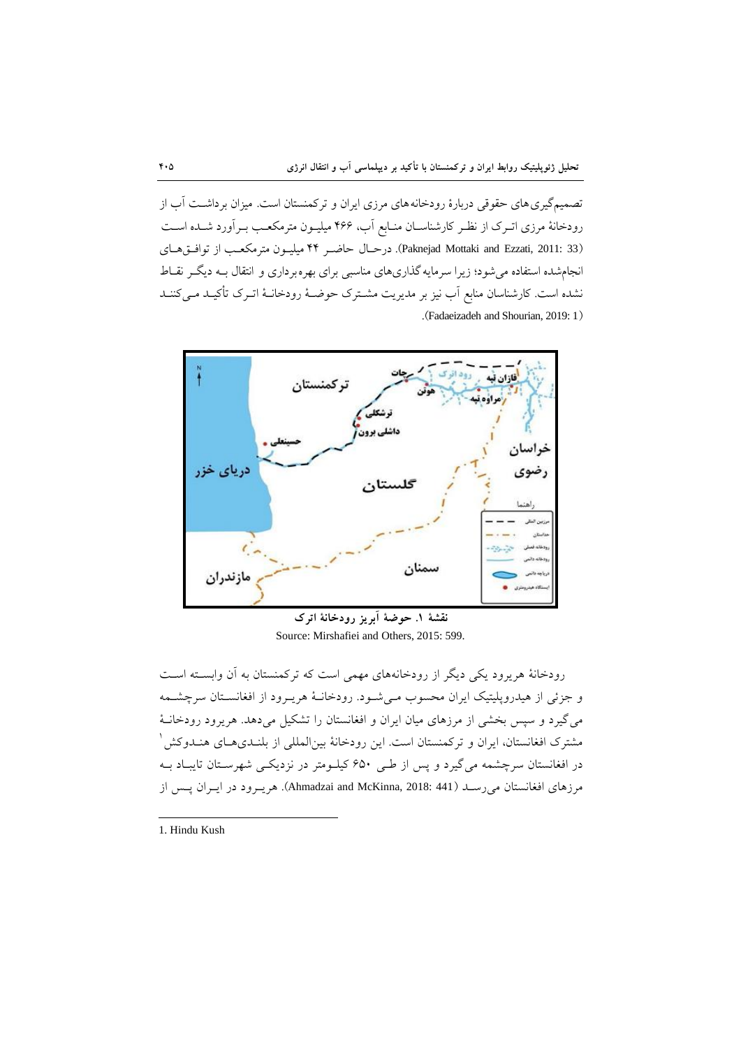تصمیم‌گیری‌های حقوقی دربارهٔ رودخانه‌های مرزی ایران و ترکمنستان است. میزان برداشت آب از رودخانهٔ مرزی اترک از نظر کارشناسان منابع آب، ۴۶۶ میلیون مترمکعب برآورد شده است (Paknejad Mottaki and Ezzati, 2011: 33). درحال حاضر ۴۴ میلیون مترمکعب از توافق‌های انجام‌شده استفاده می‌شود؛ زیرا سرمایه‌گذاری‌های مناسبی برای بهره‌برداری و انتقال به دیگر نقاط نشده است. کارشناسان منابع آب نیز بر مدیریت مشترک حوضهٔ رودخانهٔ اترک تأکید می‌کنند (Fadaeizadeh and Shourian, 2019: 1).

**نقشهٔ ۱. حوضهٔ آبریز رودخانهٔ اترک**

Source: Mirshafiei and Others, 2015: 599.

رودخانهٔ هریرود یکی دیگر از رودخانه‌های مهمی است که ترکمنستان به آن وابسته است و جزئی از هیدروپلیتیک ایران محسوب می‌شود. رودخانهٔ هریرود از افغانستان سرچشمه می‌گیرد و سپس بخشی از مرزهای میان ایران و افغانستان را تشکیل می‌دهد. هریرود رودخانهٔ مشترک افغانستان، ایران و ترکمنستان است. این رودخانهٔ بین‌المللی از بلندی‌های هندوکش[1] در افغانستان سرچشمه می‌گیرد و پس از طی ۶۵۰ کیلومتر در نزدیکی شهرستان تایباد به مرزهای افغانستان می‌رسد (Ahmadzai and McKinna, 2018: 441). هریرود در ایران پس از

1. Hindu Kush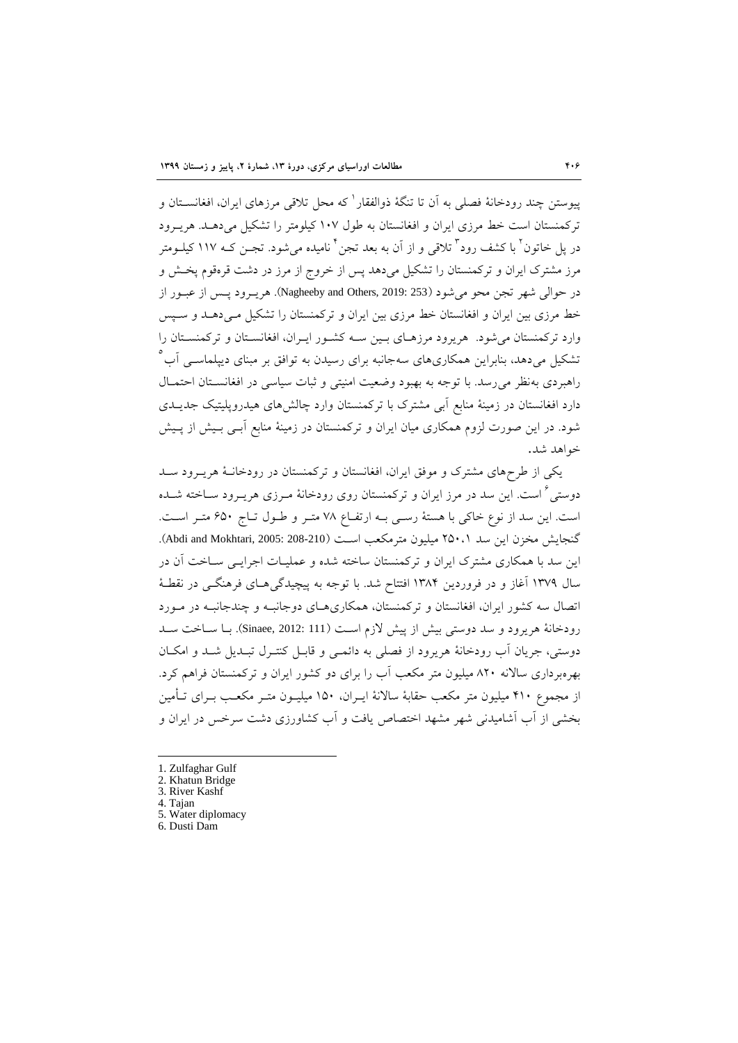پیوستن چند رودخانهٔ فصلی به آن تا تنگهٔ ذوالفقار[1] که محل تلاقی مرزهای ایران، افغانستان و ترکمنستان است خط مرزی ایران و افغانستان به طول ۱۰۷ کیلومتر را تشکیل می‌دهد. هریرود در پل خاتون[2] با کشف رود[3] تلاقی و از آن به بعد تجن[4] نامیده می‌شود. تجن که ۱۱۷ کیلومتر مرز مشترک ایران و ترکمنستان را تشکیل می‌دهد پس از خروج از مرز در دشت قره‌قوم پخش و در حوالی شهر تجن محو می‌شود (Nagheeby and Others, 2019: 253). هریرود پس از عبور از خط مرزی بین ایران و افغانستان خط مرزی بین ایران و ترکمنستان را تشکیل می‌دهد و سپس وارد ترکمنستان می‌شود. هریرود مرزهای بین سه کشور ایران، افغانستان و ترکمنستان را تشکیل می‌دهد، بنابراین همکاری‌های سه‌جانبه برای رسیدن به توافق بر مبنای دیپلماسی آب[5] راهبردی به‌نظر می‌رسد. با توجه به بهبود وضعیت امنیتی و ثبات سیاسی در افغانستان احتمال دارد افغانستان در زمینهٔ منابع آبی مشترک با ترکمنستان وارد چالش‌های هیدروپلیتیک جدیدی شود. در این صورت لزوم همکاری میان ایران و ترکمنستان در زمینهٔ منابع آبی بیش از پیش خواهد شد.

یکی از طرح‌های مشترک و موفق ایران، افغانستان و ترکمنستان در رودخانهٔ هریرود سد دوستی[6] است. این سد در مرز ایران و ترکمنستان روی رودخانهٔ مرزی هریرود ساخته شده است. این سد از نوع خاکی با هستهٔ رسی به ارتفاع ۷۸ متر و طول تاج ۶۵۰ متر است. گنجایش مخزن این سد ۲۵۰.۱ میلیون مترمکعب است (Abdi and Mokhtari, 2005: 208-210). این سد با همکاری مشترک ایران و ترکمنستان ساخته شده و عملیات اجرایی ساخت آن در سال ۱۳۷۹ آغاز و در فروردین ۱۳۸۴ افتتاح شد. با توجه به پیچیدگی‌های فرهنگی در نقطهٔ اتصال سه کشور ایران، افغانستان و ترکمنستان، همکاری‌های دوجانبه و چندجانبه در مورد رودخانهٔ هریرود و سد دوستی بیش از پیش لازم است (Sinaee, 2012: 111). با ساخت سد دوستی، جریان آب رودخانهٔ هریرود از فصلی به دائمی و قابل کنترل تبدیل شد و امکان بهره‌برداری سالانه ۸۲۰ میلیون متر مکعب آب را برای دو کشور ایران و ترکمنستان فراهم کرد. از مجموع ۴۱۰ میلیون متر مکعب حقابهٔ سالانهٔ ایران، ۱۵۰ میلیون متر مکعب برای تأمین بخشی از آب آشامیدنی شهر مشهد اختصاص یافت و آب کشاورزی دشت سرخس در ایران و

---

1. Zulfaghar Gulf
2. Khatun Bridge
3. River Kashf
4. Tajan
5. Water diplomacy
6. Dusti Dam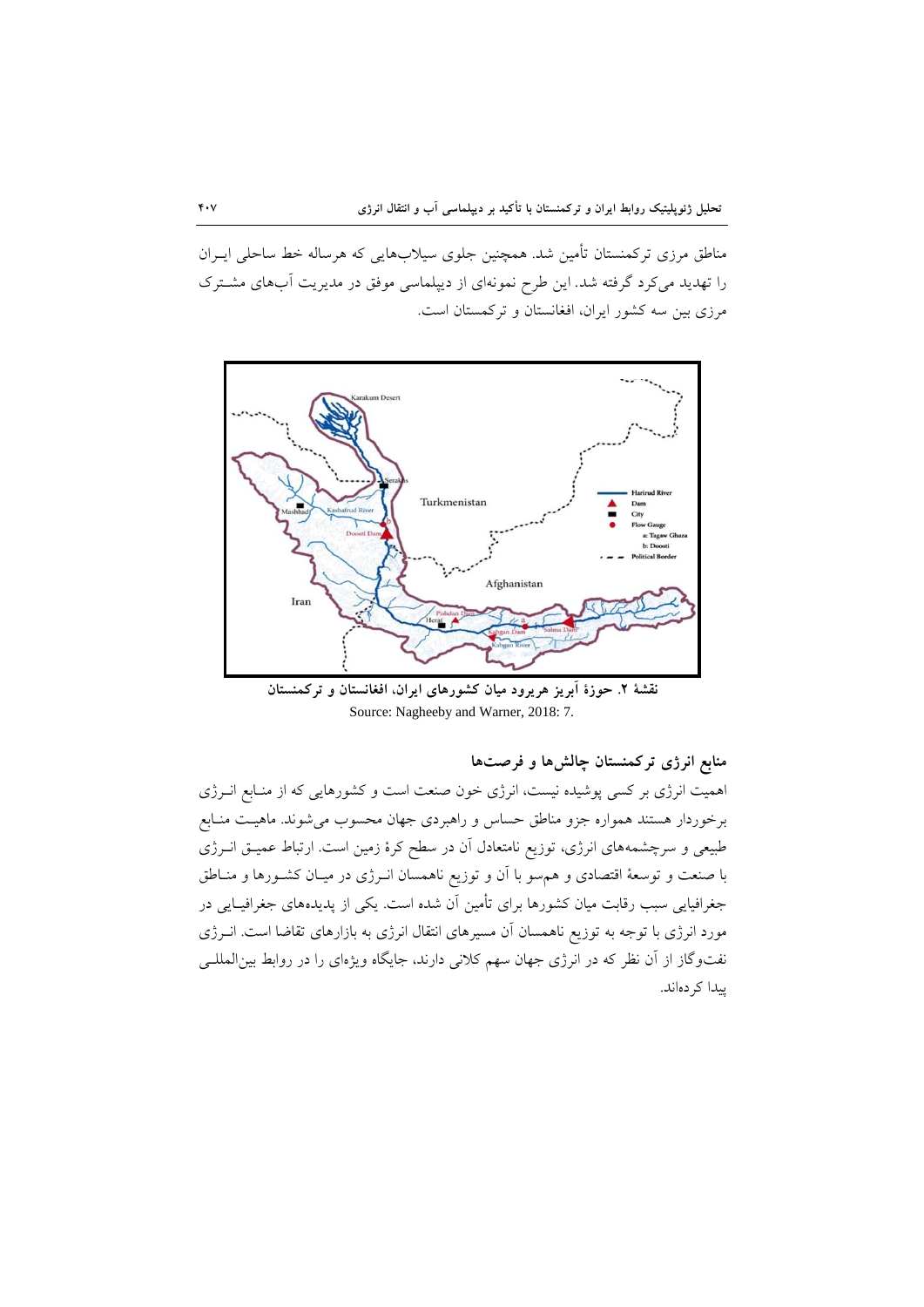مناطق مرزی ترکمنستان تأمین شد. همچنین جلوی سیلاب‌هایی که هرساله خط ساحلی ایـران را تهدید می‌کرد گرفته شد. این طرح نمونه‌ای از دیپلماسی موفق در مدیریت آب‌های مشـترک مرزی بین سه کشور ایران، افغانستان و ترکمنستان است.

**نقشهٔ ۲. حوزهٔ آبریز هریرود میان کشورهای ایران، افغانستان و ترکمنستان**

Source: Nagheeby and Warner, 2018: 7.

## منابع انرژی ترکمنستان چالش‌ها و فرصت‌ها

اهمیت انرژی بر کسی پوشیده نیست، انرژی خون صنعت است و کشورهایی که از منـابع انـرژی برخوردار هستند همواره جزو مناطق حساس و راهبردی جهان محسوب می‌شوند. ماهیـت منـابع طبیعی و سرچشمه‌های انرژی، توزیع نامتعادل آن در سطح کرهٔ زمین است. ارتباط عمیـق انـرژی با صنعت و توسعهٔ اقتصادی و هم‌سو با آن و توزیع ناهمسان انـرژی در میـان کشـورها و منـاطق جغرافیایی سبب رقابت میان کشورها برای تأمین آن شده است. یکی از پدیده‌های جغرافیـایی در مورد انرژی با توجه به توزیع ناهمسان آن مسیرهای انتقال انرژی به بازارهای تقاضا است. انـرژی نفت‌وگاز از آن نظر که در انرژی جهان سهم کلانی دارند، جایگاه ویژه‌ای را در روابط بین‌المللـی پیدا کرده‌اند.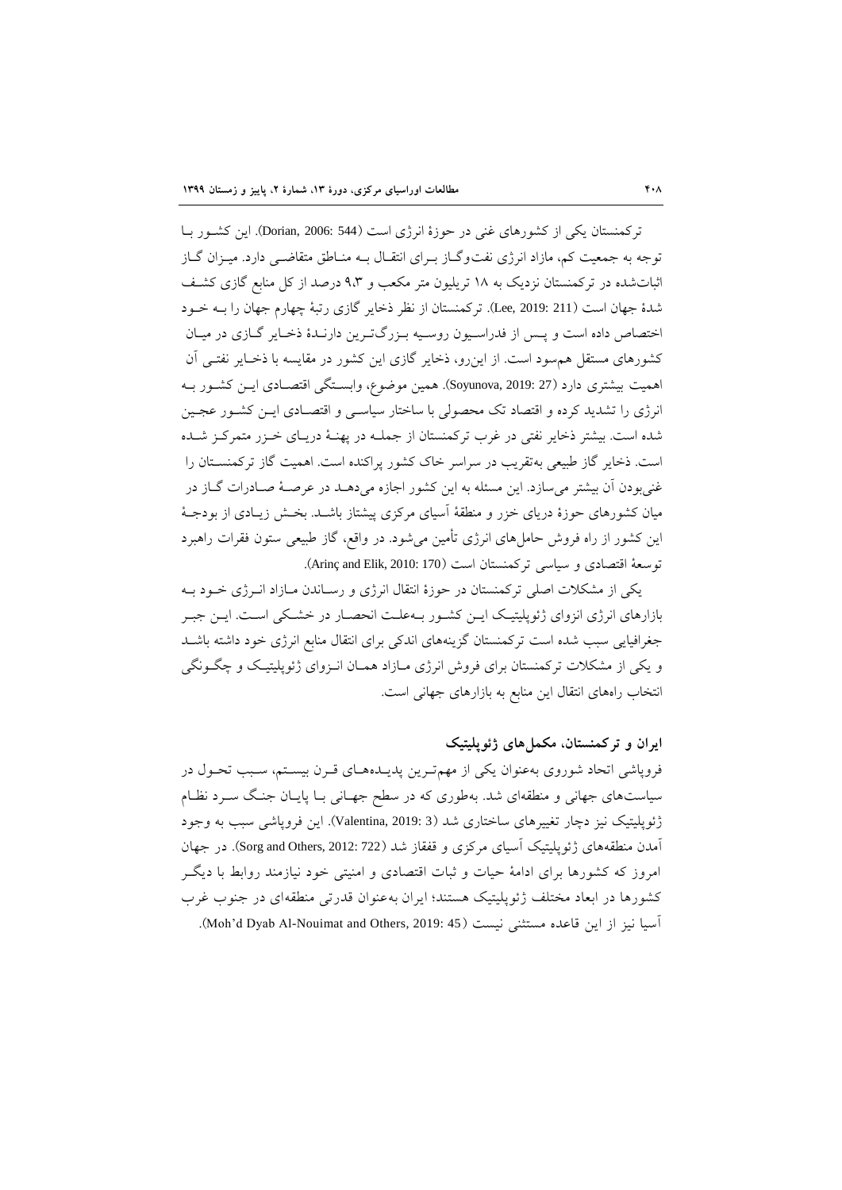ترکمنستان یکی از کشورهای غنی در حوزهٔ انرژی است (Dorian, 2006: 544). این کشور با توجه به جمعیت کم، مازاد انرژی نفت‌وگاز برای انتقال به مناطق متقاضی دارد. میزان گاز اثبات‌شده در ترکمنستان نزدیک به ۱۸ تریلیون متر مکعب و ۹،۳ درصد از کل منابع گازی کشف شدهٔ جهان است (Lee, 2019: 211). ترکمنستان از نظر ذخایر گازی رتبهٔ چهارم جهان را به خود اختصاص داده است و پس از فدراسیون روسیه بزرگ‌ترین دارندهٔ ذخایر گازی در میان کشورهای مستقل هم‌سود است. از این‌رو، ذخایر گازی این کشور در مقایسه با ذخایر نفتی آن اهمیت بیشتری دارد (Soyunova, 2019: 27). همین موضوع، وابستگی اقتصادی این کشور به انرژی را تشدید کرده و اقتصاد تک محصولی با ساختار سیاسی و اقتصادی این کشور عجین شده است. بیشتر ذخایر نفتی در غرب ترکمنستان از جمله در پهنهٔ دریای خزر متمرکز شده است. ذخایر گاز طبیعی به‌تقریب در سراسر خاک کشور پراکنده است. اهمیت گاز ترکمنستان را غنی‌بودن آن بیشتر می‌سازد. این مسئله به این کشور اجازه می‌دهد در عرصهٔ صادرات گاز در میان کشورهای حوزهٔ دریای خزر و منطقهٔ آسیای مرکزی پیشتاز باشد. بخش زیادی از بودجهٔ این کشور از راه فروش حامل‌های انرژی تأمین می‌شود. در واقع، گاز طبیعی ستون فقرات راهبرد توسعهٔ اقتصادی و سیاسی ترکمنستان است (Arinç and Elik, 2010: 170).

یکی از مشکلات اصلی ترکمنستان در حوزهٔ انتقال انرژی و رساندن مازاد انرژی خود به بازارهای انرژی انزوای ژئوپلیتیک این کشور به‌علت انحصار در خشکی است. این جبر جغرافیایی سبب شده است ترکمنستان گزینه‌های اندکی برای انتقال منابع انرژی خود داشته باشد و یکی از مشکلات ترکمنستان برای فروش انرژی مازاد همان انزوای ژئوپلیتیک و چگونگی انتخاب راه‌های انتقال این منابع به بازارهای جهانی است.

### ایران و ترکمنستان، مکمل‌های ژئوپلیتیک

فروپاشی اتحاد شوروی به‌عنوان یکی از مهم‌ترین پدیده‌های قرن بیستم، سبب تحول در سیاست‌های جهانی و منطقه‌ای شد. به‌طوری که در سطح جهانی با پایان جنگ سرد نظام ژئوپلیتیک نیز دچار تغییرهای ساختاری شد (Valentina, 2019: 3). این فروپاشی سبب به وجود آمدن منطقه‌های ژئوپلیتیک آسیای مرکزی و قفقاز شد (Sorg and Others, 2012: 722). در جهان امروز که کشورها برای ادامهٔ حیات و ثبات اقتصادی و امنیتی خود نیازمند روابط با دیگر کشورها در ابعاد مختلف ژئوپلیتیک هستند؛ ایران به‌عنوان قدرتی منطقه‌ای در جنوب غرب آسیا نیز از این قاعده مستثنی نیست (Moh'd Dyab Al-Nouimat and Others, 2019: 45).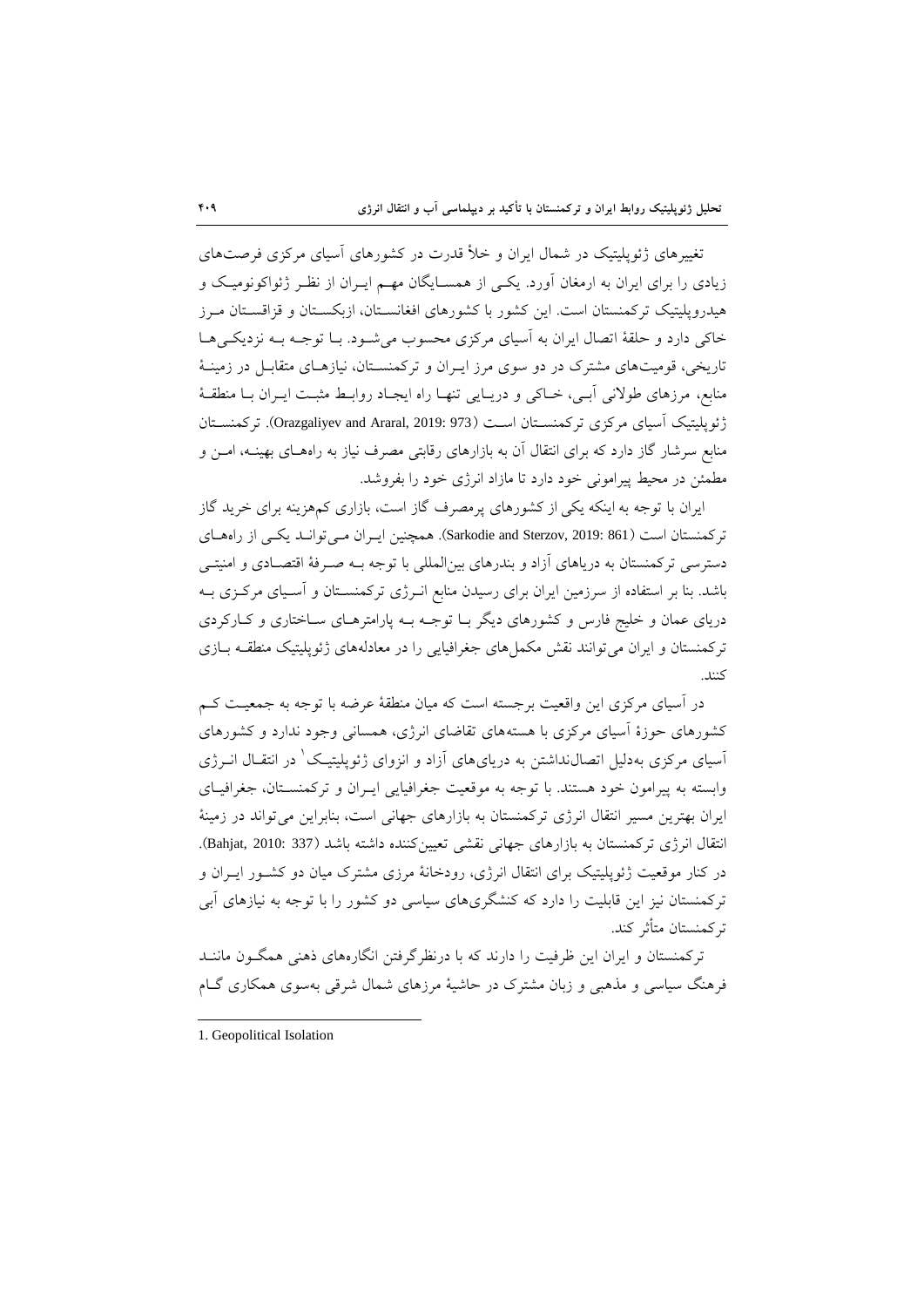تغییرهای ژئوپلیتیک در شمال ایران و خلأ قدرت در کشورهای آسیای مرکزی فرصت‌های زیادی را برای ایران به ارمغان آورد. یکی از همسایگان مهم ایران از نظر ژئواکونومیک و هیدروپلیتیک ترکمنستان است. این کشور با کشورهای افغانستان، ازبکستان و قزاقستان مرز خاکی دارد و حلقهٔ اتصال ایران به آسیای مرکزی محسوب می‌شود. با توجه به نزدیکی‌ها تاریخی، قومیت‌های مشترک در دو سوی مرز ایران و ترکمنستان، نیازهای متقابل در زمینهٔ منابع، مرزهای طولانی آبی، خاکی و دریایی تنها راه ایجاد روابط مثبت ایران با منطقهٔ ژئوپلیتیک آسیای مرکزی ترکمنستان است (Orazgaliyev and Araral, 2019: 973). ترکمنستان منابع سرشار گاز دارد که برای انتقال آن به بازارهای رقابتی مصرف نیاز به راه‌های بهینه، امن و مطمئن در محیط پیرامونی خود دارد تا مازاد انرژی خود را بفروشد.

ایران با توجه به اینکه یکی از کشورهای پرمصرف گاز است، بازاری کم‌هزینه برای خرید گاز ترکمنستان است (Sarkodie and Sterzov, 2019: 861). همچنین ایران می‌تواند یکی از راه‌های دسترسی ترکمنستان به دریاهای آزاد و بندرهای بین‌المللی با توجه به صرفهٔ اقتصادی و امنیتی باشد. بنا بر استفاده از سرزمین ایران برای رسیدن منابع انرژی ترکمنستان و آسیای مرکزی به دریای عمان و خلیج فارس و کشورهای دیگر با توجه به پارامترهای ساختاری و کارکردی ترکمنستان و ایران می‌توانند نقش مکمل‌های جغرافیایی را در معادله‌های ژئوپلیتیک منطقه بازی کنند.

در آسیای مرکزی این واقعیت برجسته است که میان منطقهٔ عرضه با توجه به جمعیت کم کشورهای حوزهٔ آسیای مرکزی با هسته‌های تقاضای انرژی، همسانی وجود ندارد و کشورهای آسیای مرکزی به‌دلیل اتصال‌نداشتن به دریای‌های آزاد و انزوای ژئوپلیتیک[1] در انتقال انرژی وابسته به پیرامون خود هستند. با توجه به موقعیت جغرافیایی ایران و ترکمنستان، جغرافیای ایران بهترین مسیر انتقال انرژی ترکمنستان به بازارهای جهانی است، بنابراین می‌تواند در زمینهٔ انتقال انرژی ترکمنستان به بازارهای جهانی نقشی تعیین‌کننده داشته باشد (Bahjat, 2010: 337). در کنار موقعیت ژئوپلیتیک برای انتقال انرژی، رودخانهٔ مرزی مشترک میان دو کشور ایران و ترکمنستان نیز این قابلیت را دارد که کنشگری‌های سیاسی دو کشور را با توجه به نیازهای آبی ترکمنستان متأثر کند.

ترکمنستان و ایران این ظرفیت را دارند که با درنظرگرفتن انگاره‌های ذهنی همگون مانند فرهنگ سیاسی و مذهبی و زبان مشترک در حاشیهٔ مرزهای شمال شرقی به‌سوی همکاری گام

---

1. Geopolitical Isolation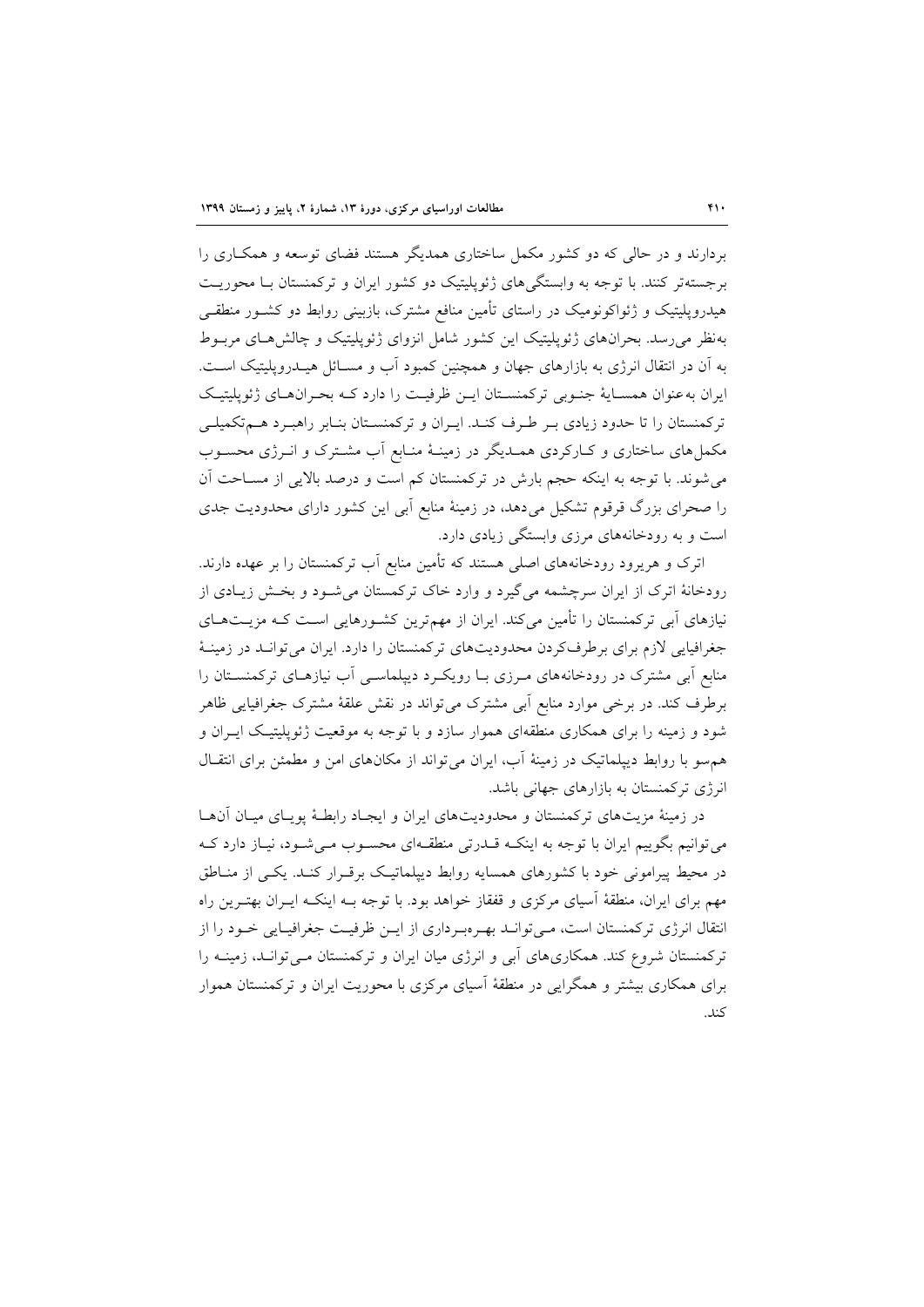بردارند و در حالی که دو کشور مکمل ساختاری همدیگر هستند فضای توسعه و همکاری را برجسته‌تر کنند. با توجه به وابستگی‌های ژئوپلیتیک دو کشور ایران و ترکمنستان با محوریت هیدروپلیتیک و ژئواکونومیک در راستای تأمین منافع مشترک، بازبینی روابط دو کشور منطقی به‌نظر می‌رسد. بحران‌های ژئوپلیتیک این کشور شامل انزوای ژئوپلیتیک و چالش‌های مربوط به آن در انتقال انرژی به بازارهای جهان و همچنین کمبود آب و مسائل هیدروپلیتیک است. ایران به‌عنوان همسایهٔ جنوبی ترکمنستان این ظرفیت را دارد که بحران‌های ژئوپلیتیک ترکمنستان را تا حدود زیادی بر طرف کند. ایران و ترکمنستان بنابر راهبرد هم‌تکمیلی مکمل‌های ساختاری و کارکردی همدیگر در زمینهٔ منابع آب مشترک و انرژی محسوب می‌شوند. با توجه به اینکه حجم بارش در ترکمنستان کم است و درصد بالایی از مساحت آن را صحرای بزرگ قرقوم تشکیل می‌دهد، در زمینهٔ منابع آبی این کشور دارای محدودیت جدی است و به رودخانه‌های مرزی وابستگی زیادی دارد.

اترک و هریرود رودخانه‌های اصلی هستند که تأمین منابع آب ترکمنستان را بر عهده دارند. رودخانهٔ اترک از ایران سرچشمه می‌گیرد و وارد خاک ترکمستان می‌شود و بخش زیادی از نیازهای آبی ترکمنستان را تأمین می‌کند. ایران از مهم‌ترین کشورهایی است که مزیت‌های جغرافیایی لازم برای برطرف‌کردن محدودیت‌های ترکمنستان را دارد. ایران می‌تواند در زمینهٔ منابع آبی مشترک در رودخانه‌های مرزی با رویکرد دیپلماسی آب نیازهای ترکمنستان را برطرف کند. در برخی موارد منابع آبی مشترک می‌تواند در نقش علقهٔ مشترک جغرافیایی ظاهر شود و زمینه را برای همکاری منطقه‌ای هموار سازد و با توجه به موقعیت ژئوپلیتیک ایران و هم‌سو با روابط دیپلماتیک در زمینهٔ آب، ایران می‌تواند از مکان‌های امن و مطمئن برای انتقال انرژی ترکمنستان به بازارهای جهانی باشد.

در زمینهٔ مزیت‌های ترکمنستان و محدودیت‌های ایران و ایجاد رابطهٔ پویای میان آن‌ها می‌توانیم بگوییم ایران با توجه به اینکه قدرتی منطقه‌ای محسوب می‌شود، نیاز دارد که در محیط پیرامونی خود با کشورهای همسایه روابط دیپلماتیک برقرار کند. یکی از مناطق مهم برای ایران، منطقهٔ آسیای مرکزی و قفقاز خواهد بود. با توجه به اینکه ایران بهترین راه انتقال انرژی ترکمنستان است، می‌تواند بهره‌برداری از این ظرفیت جغرافیایی خود را از ترکمنستان شروع کند. همکاری‌های آبی و انرژی میان ایران و ترکمنستان می‌تواند، زمینه را برای همکاری بیشتر و همگرایی در منطقهٔ آسیای مرکزی با محوریت ایران و ترکمنستان هموار کند.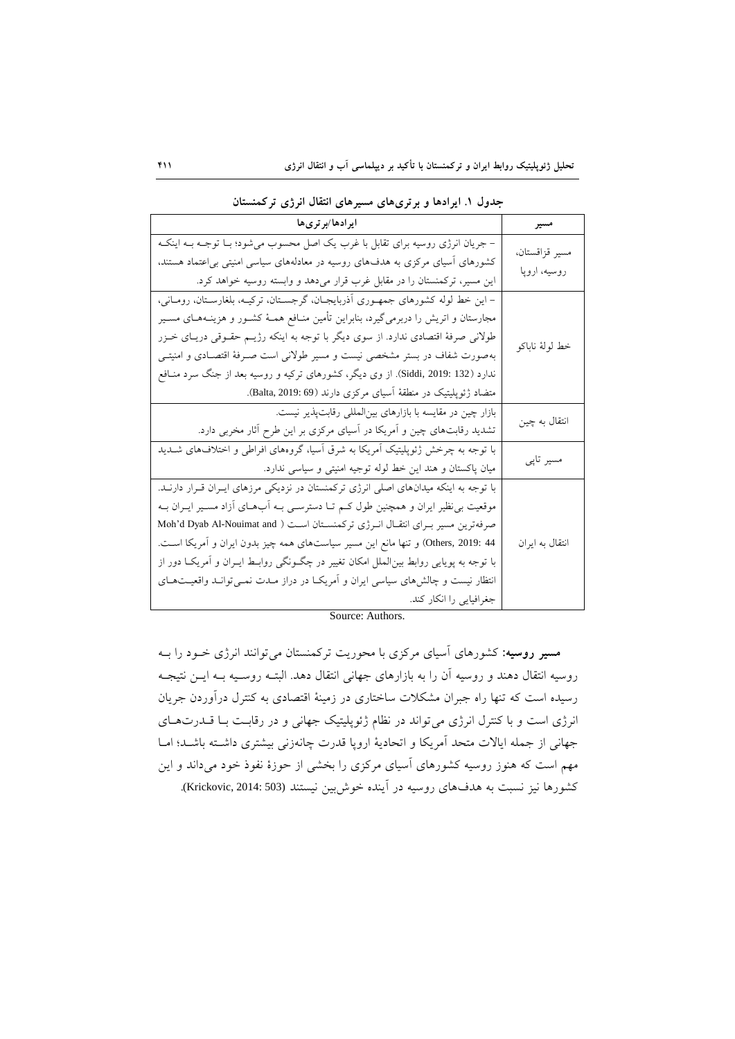**جدول ۱. ایرادها و برتری‌های مسیرهای انتقال انرژی ترکمنستان**

| مسیر | ایرادها/برتری‌ها |
|---|---|
| مسیر قزاقستان، روسیه، اروپا | - جریان انرژی روسیه برای تقابل با غرب یک اصل محسوب می‌شود؛ با توجه به اینکه کشورهای آسیای مرکزی به هدف‌های روسیه در معادله‌های سیاسی امنیتی بی‌اعتماد هستند، این مسیر، ترکمنستان را در مقابل غرب قرار می‌دهد و وابسته روسیه خواهد کرد. |
| خط لولهٔ ناباکو | - این خط لوله کشورهای جمهوری آذربایجان، گرجستان، ترکیه، بلغارستان، رومانی، مجارستان و اتریش را دربرمی‌گیرد، بنابراین تأمین منافع همهٔ کشور و هزینه‌های مسیر طولانی صرفهٔ اقتصادی ندارد. از سوی دیگر با توجه به اینکه رژیم حقوقی دریای خزر به‌صورت شفاف در بستر مشخصی نیست و مسیر طولانی است صرفهٔ اقتصادی و امنیتی ندارد (Siddi, 2019: 132). از وی دیگر، کشورهای ترکیه و روسیه بعد از جنگ سرد منافع متضاد ژئوپلیتیک در منطقهٔ آسیای مرکزی دارند (Balta, 2019: 69). |
| انتقال به چین | بازار چین در مقایسه با بازارهای بین‌المللی رقابت‌پذیر نیست.<br>تشدید رقابت‌های چین و آمریکا در آسیای مرکزی بر این طرح آثار مخربی دارد. |
| مسیر تاپی | با توجه به چرخش ژئوپلیتیک آمریکا به شرق آسیا، گروه‌های افراطی و اختلاف‌های شدید میان پاکستان و هند این خط لوله توجیه امنیتی و سیاسی ندارد. |
| انتقال به ایران | با توجه به اینکه میدان‌های اصلی انرژی ترکمنستان در نزدیکی مرزهای ایران قرار دارند. موقعیت بی‌نظیر ایران و همچنین طول کم تا دسترسی به آب‌های آزاد مسیر ایران به صرفه‌ترین مسیر برای انتقال انرژی ترکمنستان است (Moh'd Dyab Al-Nouimat and Others, 2019: 44) و تنها مانع این مسیر سیاست‌های همه چیز بدون ایران و آمریکا است. با توجه به پویایی روابط بین‌الملل امکان تغییر در چگونگی روابط ایران و آمریکا دور از انتظار نیست و چالش‌های سیاسی ایران و آمریکا در دراز مدت نمی‌تواند واقعیت‌های جغرافیایی را انکار کند. |

Source: Authors.

**مسیر روسیه:** کشورهای آسیای مرکزی با محوریت ترکمنستان می‌توانند انرژی خود را به روسیه انتقال دهند و روسیه آن را به بازارهای جهانی انتقال دهد. البته روسیه به این نتیجه رسیده است که تنها راه جبران مشکلات ساختاری در زمینهٔ اقتصادی به کنترل درآوردن جریان انرژی است و با کنترل انرژی می‌تواند در نظام ژئوپلیتیک جهانی و در رقابت با قدرت‌های جهانی از جمله ایالات متحد آمریکا و اتحادیهٔ اروپا قدرت چانه‌زنی بیشتری داشته باشد؛ اما مهم است که هنوز روسیه کشورهای آسیای مرکزی را بخشی از حوزهٔ نفوذ خود می‌داند و این کشورها نیز نسبت به هدف‌های روسیه در آینده خوش‌بین نیستند (Krickovic, 2014: 503).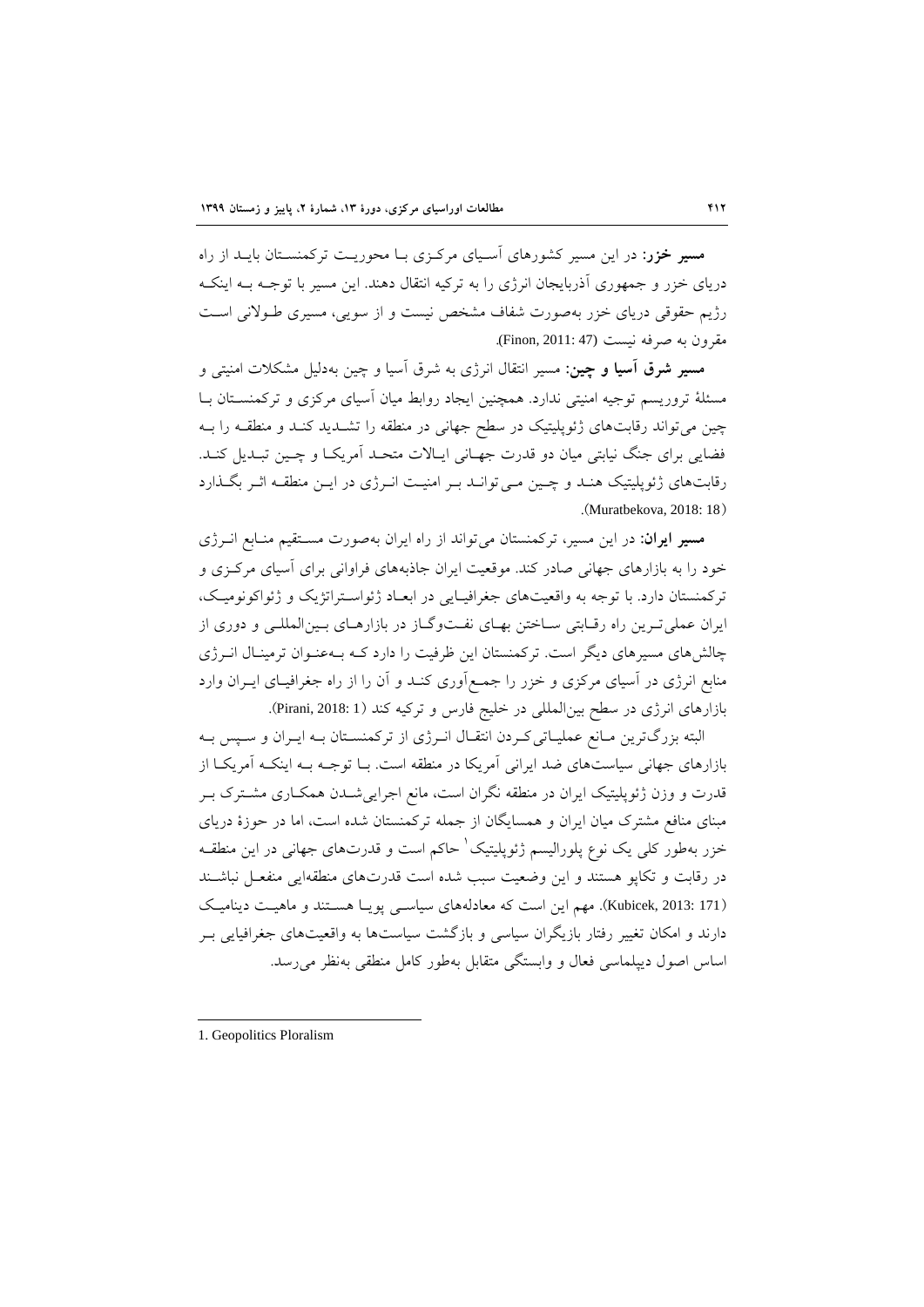**مسیر خزر:** در این مسیر کشورهای آسیای مرکزی با محوریت ترکمنستان باید از راه دریای خزر و جمهوری آذربایجان انرژی را به ترکیه انتقال دهند. این مسیر با توجه به اینکه رژیم حقوقی دریای خزر به‌صورت شفاف مشخص نیست و از سویی، مسیری طولانی است مقرون به صرفه نیست (Finon, 2011: 47).

**مسیر شرق آسیا و چین:** مسیر انتقال انرژی به شرق آسیا و چین به‌دلیل مشکلات امنیتی و مسئلهٔ تروریسم توجیه امنیتی ندارد. همچنین ایجاد روابط میان آسیای مرکزی و ترکمنستان با چین می‌تواند رقابت‌های ژئوپلیتیک در سطح جهانی در منطقه را تشدید کند و منطقه را به فضایی برای جنگ نیابتی میان دو قدرت جهانی ایالات متحد آمریکا و چین تبدیل کند. رقابت‌های ژئوپلیتیک هند و چین می‌تواند بر امنیت انرژی در این منطقه اثر بگذارد (Muratbekova, 2018: 18).

**مسیر ایران:** در این مسیر، ترکمنستان می‌تواند از راه ایران به‌صورت مستقیم منابع انرژی خود را به بازارهای جهانی صادر کند. موقعیت ایران جاذبه‌های فراوانی برای آسیای مرکزی و ترکمنستان دارد. با توجه به واقعیت‌های جغرافیایی در ابعاد ژئواستراتژیک و ژئواکونومیک، ایران عملی‌ترین راه رقابتی ساختن بهای نفت‌وگاز در بازارهای بین‌المللی و دوری از چالش‌های مسیرهای دیگر است. ترکمنستان این ظرفیت را دارد که به‌عنوان ترمینال انرژی منابع انرژی در آسیای مرکزی و خزر را جمع‌آوری کند و آن را از راه جغرافیای ایران وارد بازارهای انرژی در سطح بین‌المللی در خلیج فارس و ترکیه کند (Pirani, 2018: 1).

البته بزرگ‌ترین مانع عملیاتی کردن انتقال انرژی از ترکمنستان به ایران و سپس به بازارهای جهانی سیاست‌های ضد ایرانی آمریکا در منطقه است. با توجه به اینکه آمریکا از قدرت و وزن ژئوپلیتیک ایران در منطقه نگران است، مانع اجرایی‌شدن همکاری مشترک بر مبنای منافع مشترک میان ایران و همسایگان از جمله ترکمنستان شده است، اما در حوزهٔ دریای خزر به‌طور کلی یک نوع پلورالیسم ژئوپلیتیک[1] حاکم است و قدرت‌های جهانی در این منطقه در رقابت و تکاپو هستند و این وضعیت سبب شده است قدرت‌های منطقه‌ایی منفعل نباشند (Kubicek, 2013: 171). مهم این است که معادله‌های سیاسی پویا هستند و ماهیت دینامیک دارند و امکان تغییر رفتار بازیگران سیاسی و بازگشت سیاست‌ها به واقعیت‌های جغرافیایی بر اساس اصول دیپلماسی فعال و وابستگی متقابل به‌طور کامل منطقی به‌نظر می‌رسد.

---

1. Geopolitics Ploralism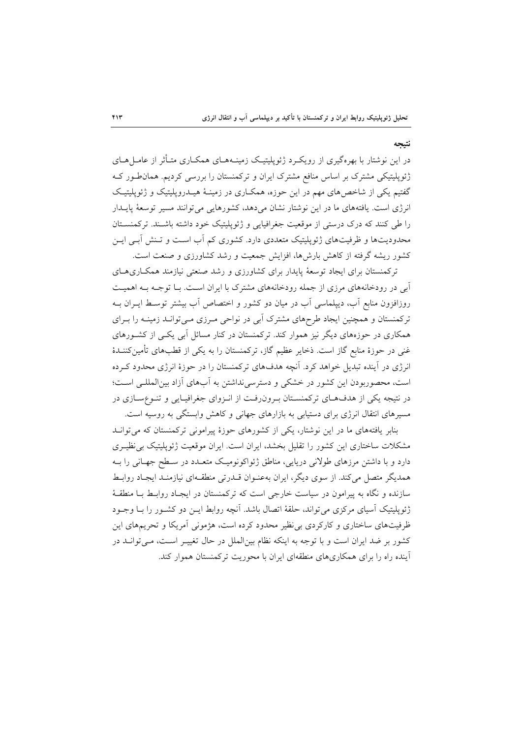## نتیجه

در این نوشتار با بهره‌گیری از رویکرد ژئوپلیتیک زمینه‌های همکاری متأثر از عامل‌های ژئوپلیتیکی مشترک بر اساس منافع مشترک ایران و ترکمنستان را بررسی کردیم. همان‌طور که گفتیم یکی از شاخص‌های مهم در این حوزه، همکاری در زمینهٔ هیدروپلیتیک و ژئوپلیتیک انرژی است. یافته‌های ما در این نوشتار نشان می‌دهد، کشورهایی می‌توانند مسیر توسعهٔ پایدار را طی کنند که درک درستی از موقعیت جغرافیایی و ژئوپلیتیک خود داشته باشند. ترکمنستان محدودیت‌ها و ظرفیت‌های ژئوپلیتیک متعددی دارد. کشوری کم آب است و تنش آبی این کشور ریشه گرفته از کاهش بارش‌ها، افزایش جمعیت و رشد کشاورزی و صنعت است.

ترکمنستان برای ایجاد توسعهٔ پایدار برای کشاورزی و رشد صنعتی نیازمند همکاری‌های آبی در رودخانه‌های مرزی از جمله رودخانه‌های مشترک با ایران است. با توجه به اهمیت روزافزون منابع آب، دیپلماسی آب در میان دو کشور و اختصاص آب بیشتر توسط ایران به ترکمنستان و همچنین ایجاد طرح‌های مشترک آبی در نواحی مرزی می‌تواند زمینه را برای همکاری در حوزه‌های دیگر نیز هموار کند. ترکمنستان در کنار مسائل آبی یکی از کشورهای غنی در حوزهٔ منابع گاز است. ذخایر عظیم گاز، ترکمنستان را به یکی از قطب‌های تأمین‌کنندهٔ انرژی در آینده تبدیل خواهد کرد. آنچه هدف‌های ترکمنستان را در حوزهٔ انرژی محدود کرده است، محصوربودن این کشور در خشکی و دسترسی‌نداشتن به آب‌های آزاد بین‌المللی است؛ در نتیجه یکی از هدف‌های ترکمنستان برون‌رفت از انزوای جغرافیایی و تنوع‌سازی در مسیرهای انتقال انرژی برای دستیابی به بازارهای جهانی و کاهش وابستگی به روسیه است.

بنابر یافته‌های ما در این نوشتار، یکی از کشورهای حوزهٔ پیرامونی ترکمنستان که می‌تواند مشکلات ساختاری این کشور را تقلیل بخشد، ایران است. ایران موقعیت ژئوپلیتیک بی‌نظیری دارد و با داشتن مرزهای طولانی دریایی، مناطق ژئواکونومیک متعدد در سطح جهانی را به همدیگر متصل می‌کند. از سوی دیگر، ایران به‌عنوان قدرتی منطقه‌ای نیازمند ایجاد روابط سازنده و نگاه به پیرامون در سیاست خارجی است که ترکمنستان در ایجاد روابط با منطقهٔ ژئوپلیتیک آسیای مرکزی می‌تواند، حلقهٔ اتصال باشد. آنچه روابط این دو کشور را با وجود ظرفیت‌های ساختاری و کارکردی بی‌نظیر محدود کرده است، هژمونی آمریکا و تحریم‌های این کشور بر ضد ایران است و با توجه به اینکه نظام بین‌الملل در حال تغییر است، می‌تواند در آینده راه را برای همکاری‌های منطقه‌ای ایران با محوریت ترکمنستان هموار کند.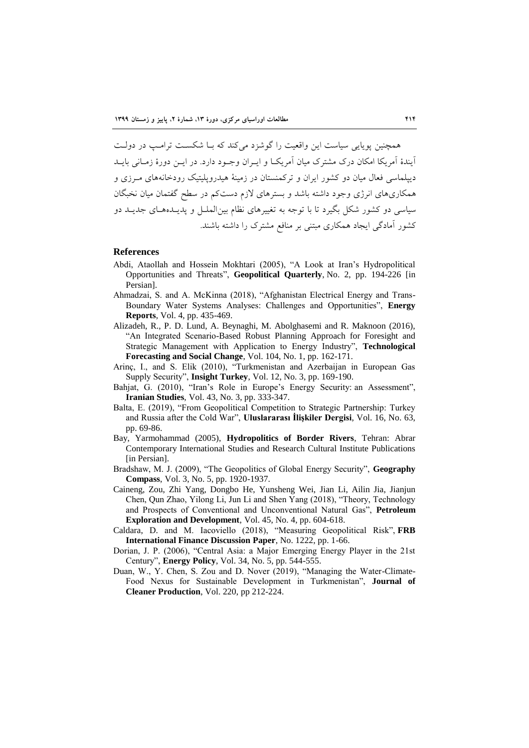همچنین پویایی سیاست این واقعیت را گوشزد می‌کند که با شکست ترامپ در دولت آیندهٔ آمریکا امکان درک مشترک میان آمریکا و ایران وجود دارد. در این دورهٔ زمانی باید دیپلماسی فعال میان دو کشور ایران و ترکمنستان در زمینهٔ هیدروپلیتیک رودخانه‌های مرزی و همکاری‌های انرژی وجود داشته باشد و بسترهای لازم دست‌کم در سطح گفتمان میان نخبگان سیاسی دو کشور شکل بگیرد تا با توجه به تغییرهای نظام بین‌الملل و پدیده‌های جدید دو کشور آمادگی ایجاد همکاری مبتنی بر منافع مشترک را داشته باشند.

## References

Abdi, Ataollah and Hossein Mokhtari (2005), "A Look at Iran's Hydropolitical Opportunities and Threats", **Geopolitical Quarterly**, No. 2, pp. 194-226 [in Persian].

Ahmadzai, S. and A. McKinna (2018), "Afghanistan Electrical Energy and Trans-Boundary Water Systems Analyses: Challenges and Opportunities", **Energy Reports**, Vol. 4, pp. 435-469.

Alizadeh, R., P. D. Lund, A. Beynaghi, M. Abolghasemi and R. Maknoon (2016), "An Integrated Scenario-Based Robust Planning Approach for Foresight and Strategic Management with Application to Energy Industry", **Technological Forecasting and Social Change**, Vol. 104, No. 1, pp. 162-171.

Arinç, I., and S. Elik (2010), "Turkmenistan and Azerbaijan in European Gas Supply Security", **Insight Turkey**, Vol. 12, No. 3, pp. 169-190.

Bahjat, G. (2010), "Iran's Role in Europe's Energy Security: an Assessment", **Iranian Studies**, Vol. 43, No. 3, pp. 333-347.

Balta, E. (2019), "From Geopolitical Competition to Strategic Partnership: Turkey and Russia after the Cold War", **Uluslararası İlişkiler Dergisi**, Vol. 16, No. 63, pp. 69-86.

Bay, Yarmohammad (2005), **Hydropolitics of Border Rivers**, Tehran: Abrar Contemporary International Studies and Research Cultural Institute Publications [in Persian].

Bradshaw, M. J. (2009), "The Geopolitics of Global Energy Security", **Geography Compass**, Vol. 3, No. 5, pp. 1920-1937.

Caineng, Zou, Zhi Yang, Dongbo He, Yunsheng Wei, Jian Li, Ailin Jia, Jianjun Chen, Qun Zhao, Yilong Li, Jun Li and Shen Yang (2018), "Theory, Technology and Prospects of Conventional and Unconventional Natural Gas", **Petroleum Exploration and Development**, Vol. 45, No. 4, pp. 604-618.

Caldara, D. and M. Iacoviello (2018), "Measuring Geopolitical Risk", **FRB International Finance Discussion Paper**, No. 1222, pp. 1-66.

Dorian, J. P. (2006), "Central Asia: a Major Emerging Energy Player in the 21st Century", **Energy Policy**, Vol. 34, No. 5, pp. 544-555.

Duan, W., Y. Chen, S. Zou and D. Nover (2019), "Managing the Water-Climate-Food Nexus for Sustainable Development in Turkmenistan", **Journal of Cleaner Production**, Vol. 220, pp 212-224.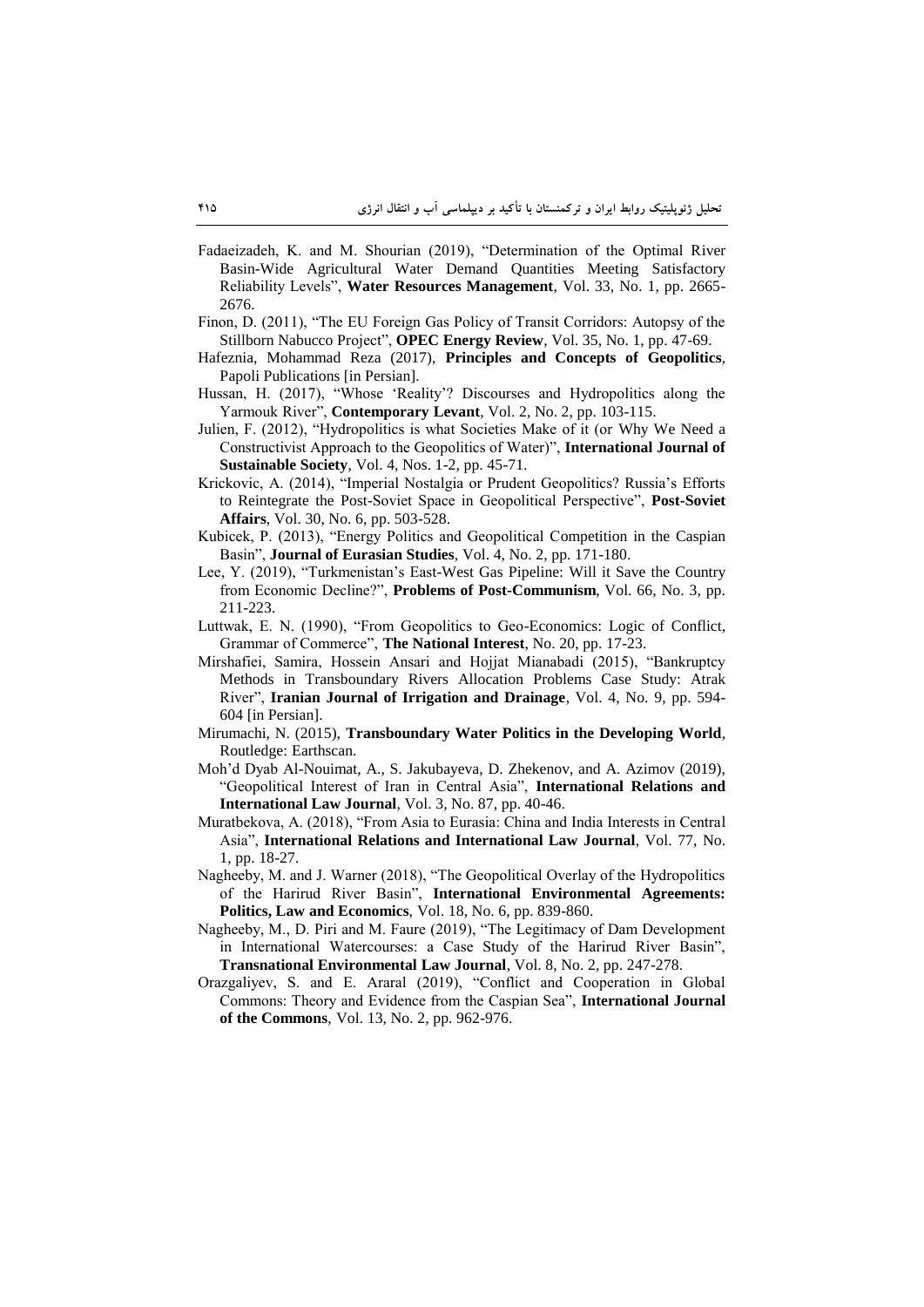Fadaeizadeh, K. and M. Shourian (2019), "Determination of the Optimal River Basin-Wide Agricultural Water Demand Quantities Meeting Satisfactory Reliability Levels", **Water Resources Management**, Vol. 33, No. 1, pp. 2665-2676.

Finon, D. (2011), "The EU Foreign Gas Policy of Transit Corridors: Autopsy of the Stillborn Nabucco Project", **OPEC Energy Review**, Vol. 35, No. 1, pp. 47-69.

Hafeznia, Mohammad Reza (2017), **Principles and Concepts of Geopolitics**, Papoli Publications [in Persian].

Hussan, H. (2017), "Whose 'Reality'? Discourses and Hydropolitics along the Yarmouk River", **Contemporary Levant**, Vol. 2, No. 2, pp. 103-115.

Julien, F. (2012), "Hydropolitics is what Societies Make of it (or Why We Need a Constructivist Approach to the Geopolitics of Water)", **International Journal of Sustainable Society**, Vol. 4, Nos. 1-2, pp. 45-71.

Krickovic, A. (2014), "Imperial Nostalgia or Prudent Geopolitics? Russia's Efforts to Reintegrate the Post-Soviet Space in Geopolitical Perspective", **Post-Soviet Affairs**, Vol. 30, No. 6, pp. 503-528.

Kubicek, P. (2013), "Energy Politics and Geopolitical Competition in the Caspian Basin", **Journal of Eurasian Studies**, Vol. 4, No. 2, pp. 171-180.

Lee, Y. (2019), "Turkmenistan's East-West Gas Pipeline: Will it Save the Country from Economic Decline?", **Problems of Post-Communism**, Vol. 66, No. 3, pp. 211-223.

Luttwak, E. N. (1990), "From Geopolitics to Geo-Economics: Logic of Conflict, Grammar of Commerce", **The National Interest**, No. 20, pp. 17-23.

Mirshafiei, Samira, Hossein Ansari and Hojjat Mianabadi (2015), "Bankruptcy Methods in Transboundary Rivers Allocation Problems Case Study: Atrak River", **Iranian Journal of Irrigation and Drainage**, Vol. 4, No. 9, pp. 594-604 [in Persian].

Mirumachi, N. (2015), **Transboundary Water Politics in the Developing World**, Routledge: Earthscan.

Moh'd Dyab Al-Nouimat, A., S. Jakubayeva, D. Zhekenov, and A. Azimov (2019), "Geopolitical Interest of Iran in Central Asia", **International Relations and International Law Journal**, Vol. 3, No. 87, pp. 40-46.

Muratbekova, A. (2018), "From Asia to Eurasia: China and India Interests in Central Asia", **International Relations and International Law Journal**, Vol. 77, No. 1, pp. 18-27.

Nagheeby, M. and J. Warner (2018), "The Geopolitical Overlay of the Hydropolitics of the Harirud River Basin", **International Environmental Agreements: Politics, Law and Economics**, Vol. 18, No. 6, pp. 839-860.

Nagheeby, M., D. Piri and M. Faure (2019), "The Legitimacy of Dam Development in International Watercourses: a Case Study of the Harirud River Basin", **Transnational Environmental Law Journal**, Vol. 8, No. 2, pp. 247-278.

Orazgaliyev, S. and E. Araral (2019), "Conflict and Cooperation in Global Commons: Theory and Evidence from the Caspian Sea", **International Journal of the Commons**, Vol. 13, No. 2, pp. 962-976.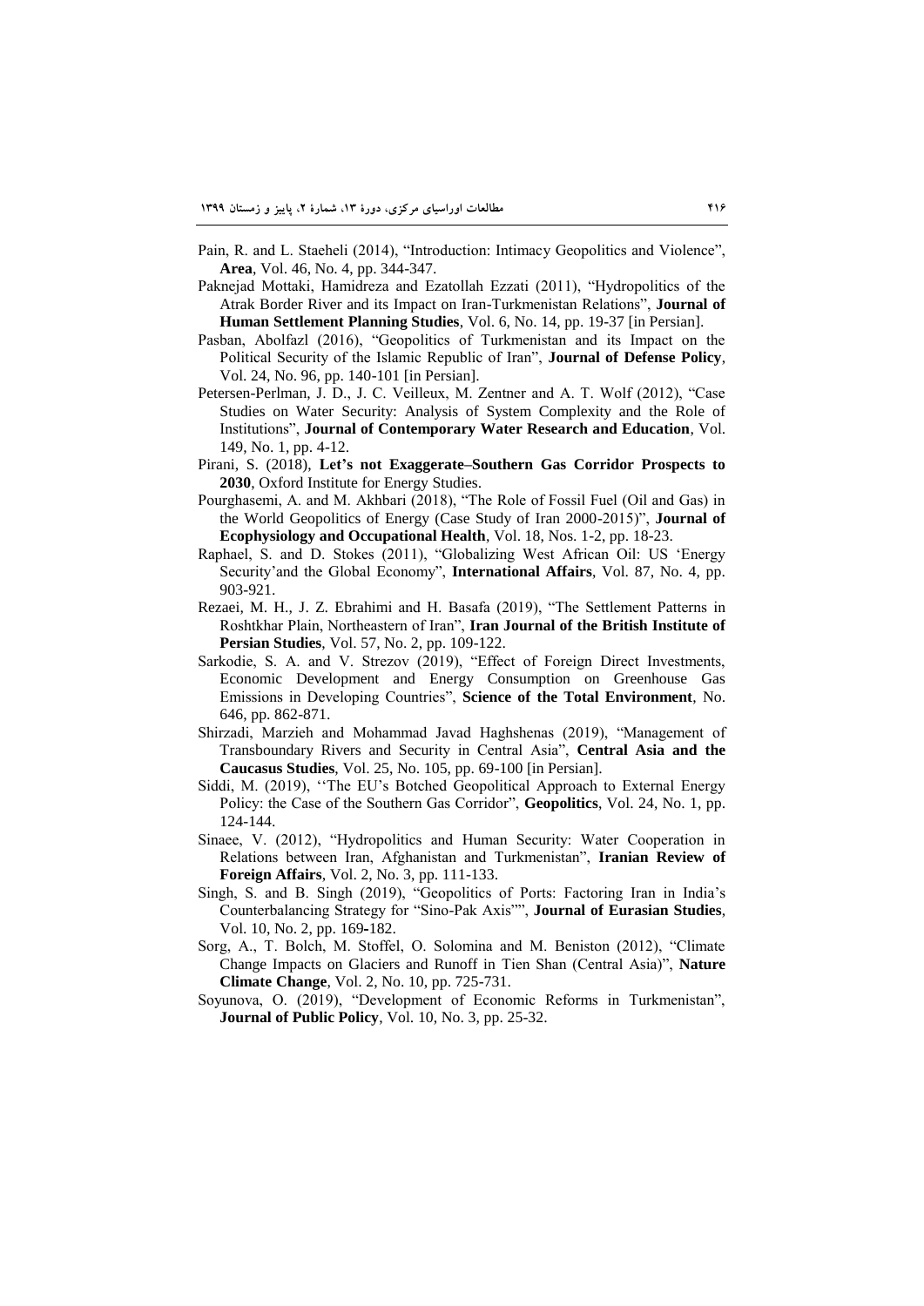Pain, R. and L. Staeheli (2014), "Introduction: Intimacy Geopolitics and Violence", **Area**, Vol. 46, No. 4, pp. 344-347.

Paknejad Mottaki, Hamidreza and Ezatollah Ezzati (2011), "Hydropolitics of the Atrak Border River and its Impact on Iran-Turkmenistan Relations", **Journal of Human Settlement Planning Studies**, Vol. 6, No. 14, pp. 19-37 [in Persian].

Pasban, Abolfazl (2016), "Geopolitics of Turkmenistan and its Impact on the Political Security of the Islamic Republic of Iran", **Journal of Defense Policy**, Vol. 24, No. 96, pp. 140-101 [in Persian].

Petersen-Perlman, J. D., J. C. Veilleux, M. Zentner and A. T. Wolf (2012), "Case Studies on Water Security: Analysis of System Complexity and the Role of Institutions", **Journal of Contemporary Water Research and Education**, Vol. 149, No. 1, pp. 4-12.

Pirani, S. (2018), **Let's not Exaggerate–Southern Gas Corridor Prospects to 2030**, Oxford Institute for Energy Studies.

Pourghasemi, A. and M. Akhbari (2018), "The Role of Fossil Fuel (Oil and Gas) in the World Geopolitics of Energy (Case Study of Iran 2000-2015)", **Journal of Ecophysiology and Occupational Health**, Vol. 18, Nos. 1-2, pp. 18-23.

Raphael, S. and D. Stokes (2011), "Globalizing West African Oil: US 'Energy Security'and the Global Economy", **International Affairs**, Vol. 87, No. 4, pp. 903-921.

Rezaei, M. H., J. Z. Ebrahimi and H. Basafa (2019), "The Settlement Patterns in Roshtkhar Plain, Northeastern of Iran", **Iran Journal of the British Institute of Persian Studies**, Vol. 57, No. 2, pp. 109-122.

Sarkodie, S. A. and V. Strezov (2019), "Effect of Foreign Direct Investments, Economic Development and Energy Consumption on Greenhouse Gas Emissions in Developing Countries", **Science of the Total Environment**, No. 646, pp. 862-871.

Shirzadi, Marzieh and Mohammad Javad Haghshenas (2019), "Management of Transboundary Rivers and Security in Central Asia", **Central Asia and the Caucasus Studies**, Vol. 25, No. 105, pp. 69-100 [in Persian].

Siddi, M. (2019), ''The EU's Botched Geopolitical Approach to External Energy Policy: the Case of the Southern Gas Corridor", **Geopolitics**, Vol. 24, No. 1, pp. 124-144.

Sinaee, V. (2012), "Hydropolitics and Human Security: Water Cooperation in Relations between Iran, Afghanistan and Turkmenistan", **Iranian Review of Foreign Affairs**, Vol. 2, No. 3, pp. 111-133.

Singh, S. and B. Singh (2019), "Geopolitics of Ports: Factoring Iran in India's Counterbalancing Strategy for "Sino-Pak Axis"", **Journal of Eurasian Studies**, Vol. 10, No. 2, pp. 169-182.

Sorg, A., T. Bolch, M. Stoffel, O. Solomina and M. Beniston (2012), "Climate Change Impacts on Glaciers and Runoff in Tien Shan (Central Asia)", **Nature Climate Change**, Vol. 2, No. 10, pp. 725-731.

Soyunova, O. (2019), "Development of Economic Reforms in Turkmenistan", **Journal of Public Policy**, Vol. 10, No. 3, pp. 25-32.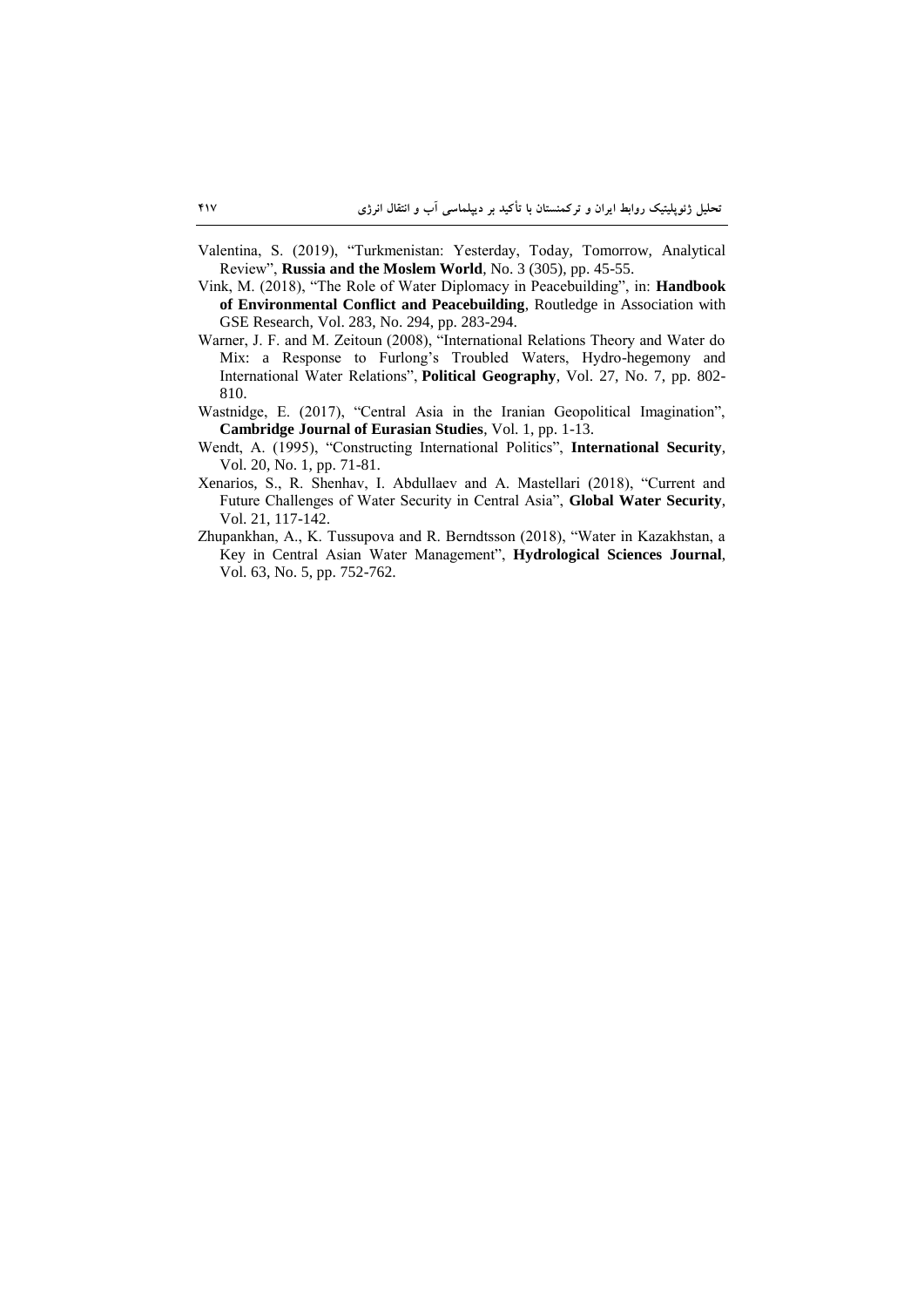Valentina, S. (2019), "Turkmenistan: Yesterday, Today, Tomorrow, Analytical Review", **Russia and the Moslem World**, No. 3 (305), pp. 45-55.

Vink, M. (2018), "The Role of Water Diplomacy in Peacebuilding", in: **Handbook of Environmental Conflict and Peacebuilding**, Routledge in Association with GSE Research, Vol. 283, No. 294, pp. 283-294.

Warner, J. F. and M. Zeitoun (2008), "International Relations Theory and Water do Mix: a Response to Furlong's Troubled Waters, Hydro-hegemony and International Water Relations", **Political Geography**, Vol. 27, No. 7, pp. 802-810.

Wastnidge, E. (2017), "Central Asia in the Iranian Geopolitical Imagination", **Cambridge Journal of Eurasian Studies**, Vol. 1, pp. 1-13.

Wendt, A. (1995), "Constructing International Politics", **International Security**, Vol. 20, No. 1, pp. 71-81.

Xenarios, S., R. Shenhav, I. Abdullaev and A. Mastellari (2018), "Current and Future Challenges of Water Security in Central Asia", **Global Water Security**, Vol. 21, 117-142.

Zhupankhan, A., K. Tussupova and R. Berndtsson (2018), "Water in Kazakhstan, a Key in Central Asian Water Management", **Hydrological Sciences Journal**, Vol. 63, No. 5, pp. 752-762.